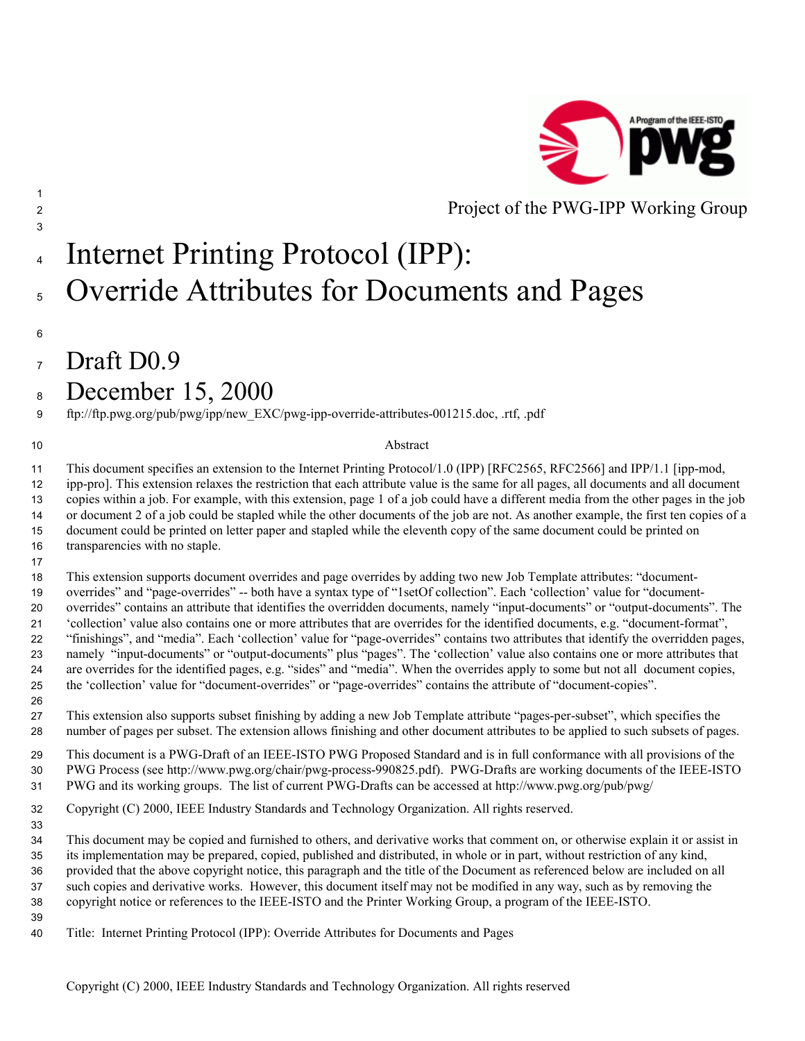Project of the PWG-IPP Working Group

# Internet Printing Protocol (IPP): Override Attributes for Documents and Pages

## Draft D0.9

## December 15, 2000

ftp://ftp.pwg.org/pub/pwg/ipp/new_EXC/pwg-ipp-override-attributes-001215.doc, .rtf, .pdf

Abstract

This document specifies an extension to the Internet Printing Protocol/1.0 (IPP) [RFC2565, RFC2566] and IPP/1.1 [ipp-mod, ipp-pro]. This extension relaxes the restriction that each attribute value is the same for all pages, all documents and all document copies within a job. For example, with this extension, page 1 of a job could have a different media from the other pages in the job or document 2 of a job could be stapled while the other documents of the job are not. As another example, the first ten copies of a document could be printed on letter paper and stapled while the eleventh copy of the same document could be printed on transparencies with no staple.

This extension supports document overrides and page overrides by adding two new Job Template attributes: "document-overrides" and "page-overrides" -- both have a syntax type of "1setOf collection". Each 'collection' value for "document-overrides" contains an attribute that identifies the overridden documents, namely "input-documents" or "output-documents". The 'collection' value also contains one or more attributes that are overrides for the identified documents, e.g. "document-format", "finishings", and "media". Each 'collection' value for "page-overrides" contains two attributes that identify the overridden pages, namely "input-documents" or "output-documents" plus "pages". The 'collection' value also contains one or more attributes that are overrides for the identified pages, e.g. "sides" and "media". When the overrides apply to some but not all document copies, the 'collection' value for "document-overrides" or "page-overrides" contains the attribute of "document-copies".

This extension also supports subset finishing by adding a new Job Template attribute "pages-per-subset", which specifies the number of pages per subset. The extension allows finishing and other document attributes to be applied to such subsets of pages.

This document is a PWG-Draft of an IEEE-ISTO PWG Proposed Standard and is in full conformance with all provisions of the PWG Process (see http://www.pwg.org/chair/pwg-process-990825.pdf). PWG-Drafts are working documents of the IEEE-ISTO PWG and its working groups. The list of current PWG-Drafts can be accessed at http://www.pwg.org/pub/pwg/

Copyright (C) 2000, IEEE Industry Standards and Technology Organization. All rights reserved.

This document may be copied and furnished to others, and derivative works that comment on, or otherwise explain it or assist in its implementation may be prepared, copied, published and distributed, in whole or in part, without restriction of any kind, provided that the above copyright notice, this paragraph and the title of the Document as referenced below are included on all such copies and derivative works. However, this document itself may not be modified in any way, such as by removing the copyright notice or references to the IEEE-ISTO and the Printer Working Group, a program of the IEEE-ISTO.

Title: Internet Printing Protocol (IPP): Override Attributes for Documents and Pages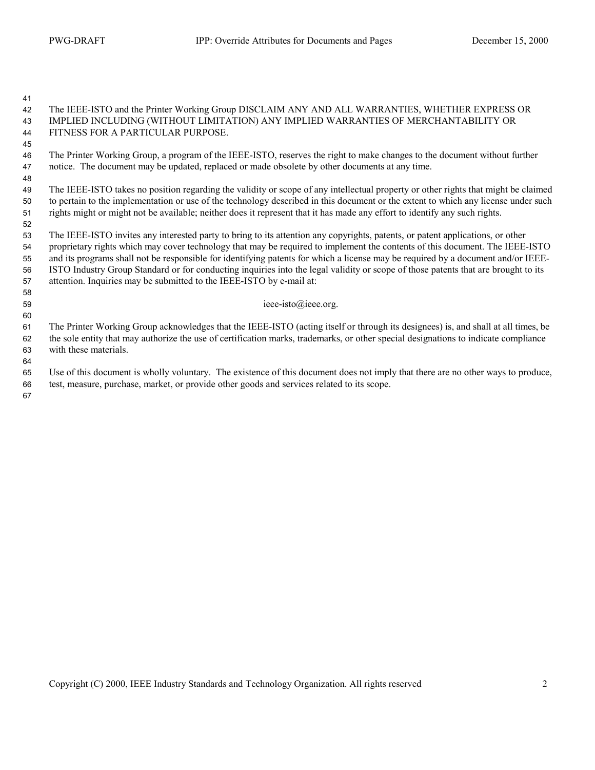The IEEE-ISTO and the Printer Working Group DISCLAIM ANY AND ALL WARRANTIES, WHETHER EXPRESS OR IMPLIED INCLUDING (WITHOUT LIMITATION) ANY IMPLIED WARRANTIES OF MERCHANTABILITY OR FITNESS FOR A PARTICULAR PURPOSE.

The Printer Working Group, a program of the IEEE-ISTO, reserves the right to make changes to the document without further notice. The document may be updated, replaced or made obsolete by other documents at any time.

The IEEE-ISTO takes no position regarding the validity or scope of any intellectual property or other rights that might be claimed to pertain to the implementation or use of the technology described in this document or the extent to which any license under such rights might or might not be available; neither does it represent that it has made any effort to identify any such rights.

The IEEE-ISTO invites any interested party to bring to its attention any copyrights, patents, or patent applications, or other proprietary rights which may cover technology that may be required to implement the contents of this document. The IEEE-ISTO and its programs shall not be responsible for identifying patents for which a license may be required by a document and/or IEEE-ISTO Industry Group Standard or for conducting inquiries into the legal validity or scope of those patents that are brought to its attention. Inquiries may be submitted to the IEEE-ISTO by e-mail at:

ieee-isto@ieee.org.

The Printer Working Group acknowledges that the IEEE-ISTO (acting itself or through its designees) is, and shall at all times, be the sole entity that may authorize the use of certification marks, trademarks, or other special designations to indicate compliance with these materials.

Use of this document is wholly voluntary. The existence of this document does not imply that there are no other ways to produce, test, measure, purchase, market, or provide other goods and services related to its scope.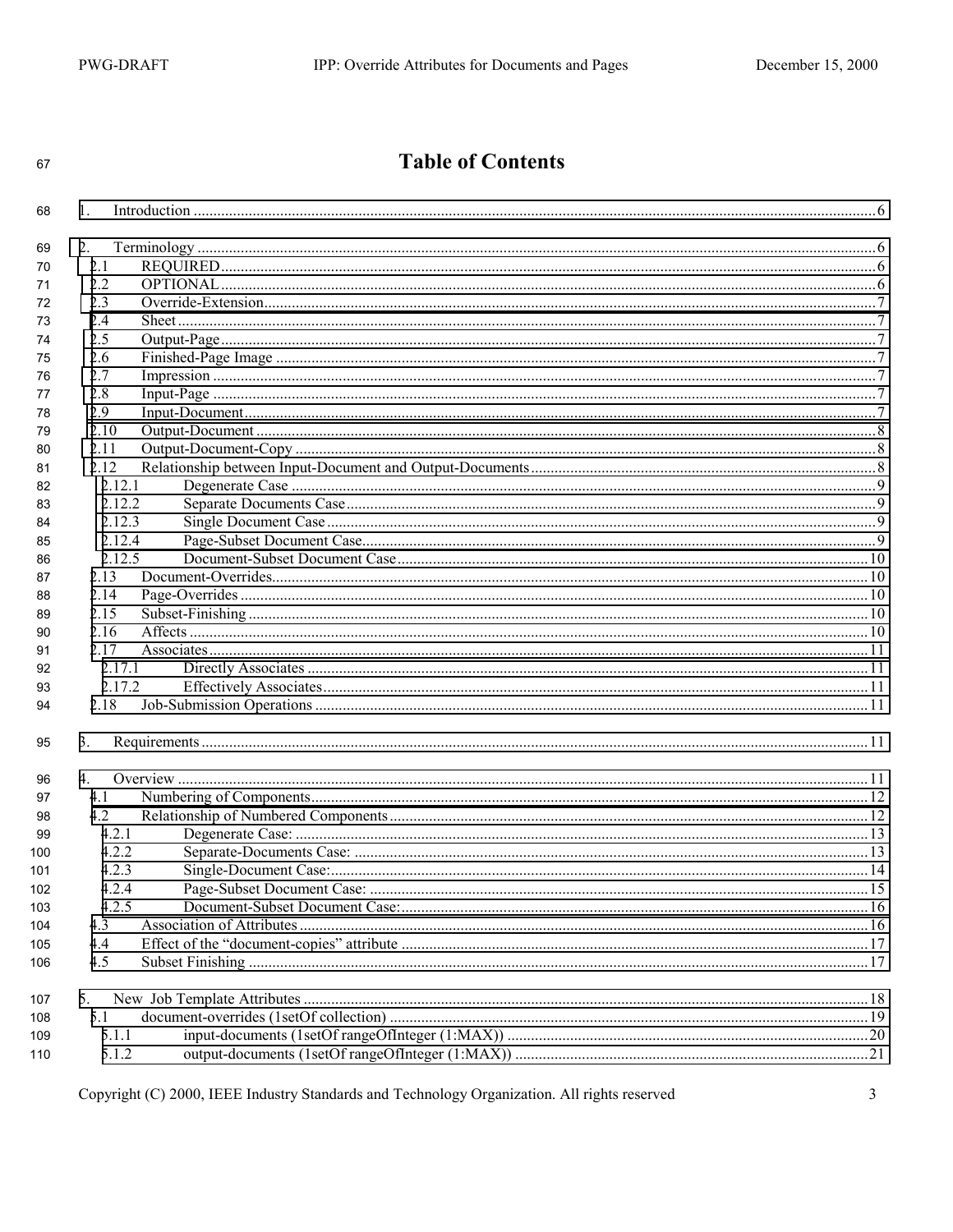# Table of Contents

1. Introduction ....................................................................................................................................... 6

2. Terminology ....................................................................................................................................... 6
   - 2.1 REQUIRED ........................................................................................................................... 6
   - 2.2 OPTIONAL ........................................................................................................................... 6
   - 2.3 Override-Extension ................................................................................................................ 7
   - 2.4 Sheet ...................................................................................................................................... 7
   - 2.5 Output-Page ........................................................................................................................... 7
   - 2.6 Finished-Page Image ............................................................................................................. 7
   - 2.7 Impression ............................................................................................................................. 7
   - 2.8 Input-Page ............................................................................................................................. 7
   - 2.9 Input-Document ..................................................................................................................... 7
   - 2.10 Output-Document ................................................................................................................ 8
   - 2.11 Output-Document-Copy ....................................................................................................... 8
   - 2.12 Relationship between Input-Document and Output-Documents ......................................... 8
     - 2.12.1 Degenerate Case ............................................................................................................ 9
     - 2.12.2 Separate Documents Case .............................................................................................. 9
     - 2.12.3 Single Document Case ................................................................................................... 9
     - 2.12.4 Page-Subset Document Case ......................................................................................... 9
     - 2.12.5 Document-Subset Document Case ............................................................................... 10
   - 2.13 Document-Overrides .......................................................................................................... 10
   - 2.14 Page-Overrides ................................................................................................................... 10
   - 2.15 Subset-Finishing ................................................................................................................. 10
   - 2.16 Affects ................................................................................................................................ 10
   - 2.17 Associates ........................................................................................................................... 11
     - 2.17.1 Directly Associates ....................................................................................................... 11
     - 2.17.2 Effectively Associates .................................................................................................. 11
   - 2.18 Job-Submission Operations ................................................................................................ 11

3. Requirements ................................................................................................................................... 11

4. Overview .......................................................................................................................................... 11
   - 4.1 Numbering of Components ................................................................................................... 12
   - 4.2 Relationship of Numbered Components ............................................................................... 12
     - 4.2.1 Degenerate Case: ........................................................................................................... 13
     - 4.2.2 Separate-Documents Case: ............................................................................................ 13
     - 4.2.3 Single-Document Case: .................................................................................................. 14
     - 4.2.4 Page-Subset Document Case: ........................................................................................ 15
     - 4.2.5 Document-Subset Document Case: ................................................................................ 16
   - 4.3 Association of Attributes ....................................................................................................... 16
   - 4.4 Effect of the "document-copies" attribute ............................................................................. 17
   - 4.5 Subset Finishing .................................................................................................................... 17

5. New Job Template Attributes ........................................................................................................... 18
   - 5.1 document-overrides (1setOf collection) ................................................................................ 19
     - 5.1.1 input-documents (1setOf rangeOfInteger (1:MAX)) ...................................................... 20
     - 5.1.2 output-documents (1setOf rangeOfInteger (1:MAX)) .................................................... 21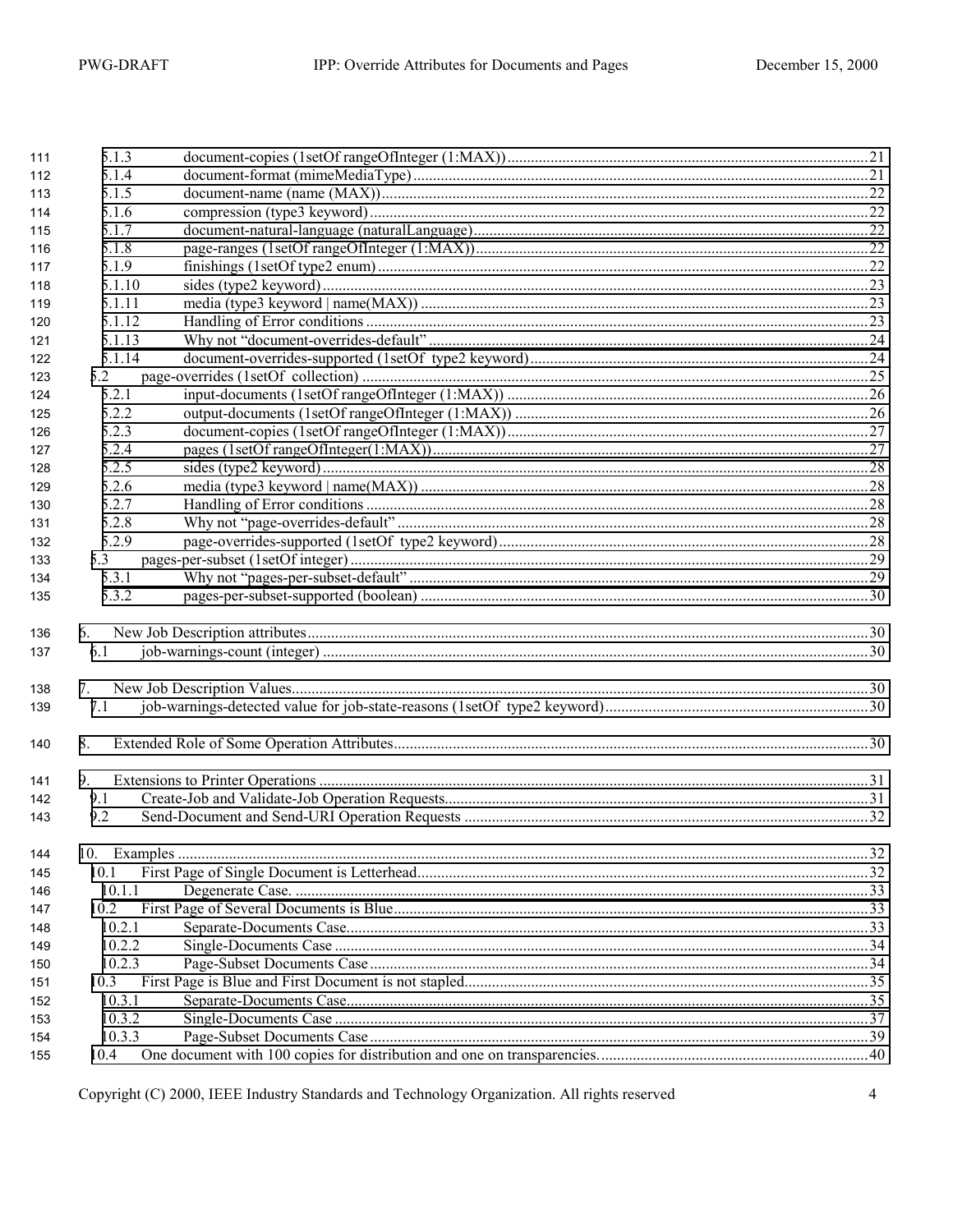5.1.3 document-copies (1setOf rangeOfInteger (1:MAX)) ... 21
5.1.4 document-format (mimeMediaType) ... 21
5.1.5 document-name (name (MAX)) ... 22
5.1.6 compression (type3 keyword) ... 22
5.1.7 document-natural-language (naturalLanguage) ... 22
5.1.8 page-ranges (1setOf rangeOfInteger (1:MAX)) ... 22
5.1.9 finishings (1setOf type2 enum) ... 22
5.1.10 sides (type2 keyword) ... 23
5.1.11 media (type3 keyword | name(MAX)) ... 23
5.1.12 Handling of Error conditions ... 23
5.1.13 Why not "document-overrides-default" ... 24
5.1.14 document-overrides-supported (1setOf type2 keyword) ... 24
5.2 page-overrides (1setOf collection) ... 25
5.2.1 input-documents (1setOf rangeOfInteger (1:MAX)) ... 26
5.2.2 output-documents (1setOf rangeOfInteger (1:MAX)) ... 26
5.2.3 document-copies (1setOf rangeOfInteger (1:MAX)) ... 27
5.2.4 pages (1setOf rangeOfInteger(1:MAX)) ... 27
5.2.5 sides (type2 keyword) ... 28
5.2.6 media (type3 keyword | name(MAX)) ... 28
5.2.7 Handling of Error conditions ... 28
5.2.8 Why not "page-overrides-default" ... 28
5.2.9 page-overrides-supported (1setOf type2 keyword) ... 28
5.3 pages-per-subset (1setOf integer) ... 29
5.3.1 Why not "pages-per-subset-default" ... 29
5.3.2 pages-per-subset-supported (boolean) ... 30

6. New Job Description attributes ... 30
6.1 job-warnings-count (integer) ... 30

7. New Job Description Values ... 30
7.1 job-warnings-detected value for job-state-reasons (1setOf type2 keyword) ... 30

8. Extended Role of Some Operation Attributes ... 30

9. Extensions to Printer Operations ... 31
9.1 Create-Job and Validate-Job Operation Requests ... 31
9.2 Send-Document and Send-URI Operation Requests ... 32

10. Examples ... 32
10.1 First Page of Single Document is Letterhead ... 32
10.1.1 Degenerate Case. ... 33
10.2 First Page of Several Documents is Blue ... 33
10.2.1 Separate-Documents Case ... 33
10.2.2 Single-Documents Case ... 34
10.2.3 Page-Subset Documents Case ... 34
10.3 First Page is Blue and First Document is not stapled ... 35
10.3.1 Separate-Documents Case ... 35
10.3.2 Single-Documents Case ... 37
10.3.3 Page-Subset Documents Case ... 39
10.4 One document with 100 copies for distribution and one on transparencies. ... 40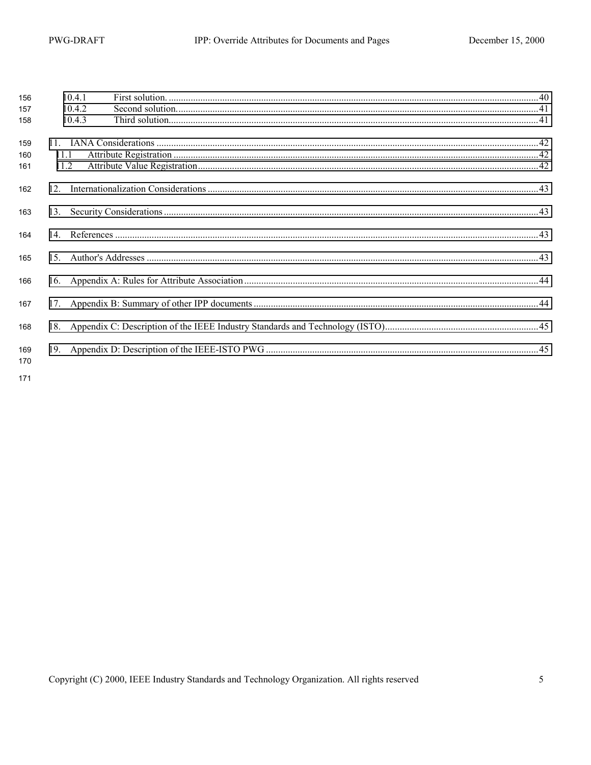10.4.1 First solution. ........................................................................................................................................40
10.4.2 Second solution. ....................................................................................................................................41
10.4.3 Third solution. .......................................................................................................................................41

11. IANA Considerations ............................................................................................................................42
11.1 Attribute Registration ......................................................................................................................42
11.2 Attribute Value Registration ............................................................................................................42

12. Internationalization Considerations .......................................................................................................43

13. Security Considerations ..........................................................................................................................43

14. References .............................................................................................................................................43

15. Author's Addresses ................................................................................................................................43

16. Appendix A: Rules for Attribute Association .........................................................................................44

17. Appendix B: Summary of other IPP documents .....................................................................................44

18. Appendix C: Description of the IEEE Industry Standards and Technology (ISTO)...............................45

19. Appendix D: Description of the IEEE-ISTO PWG ................................................................................45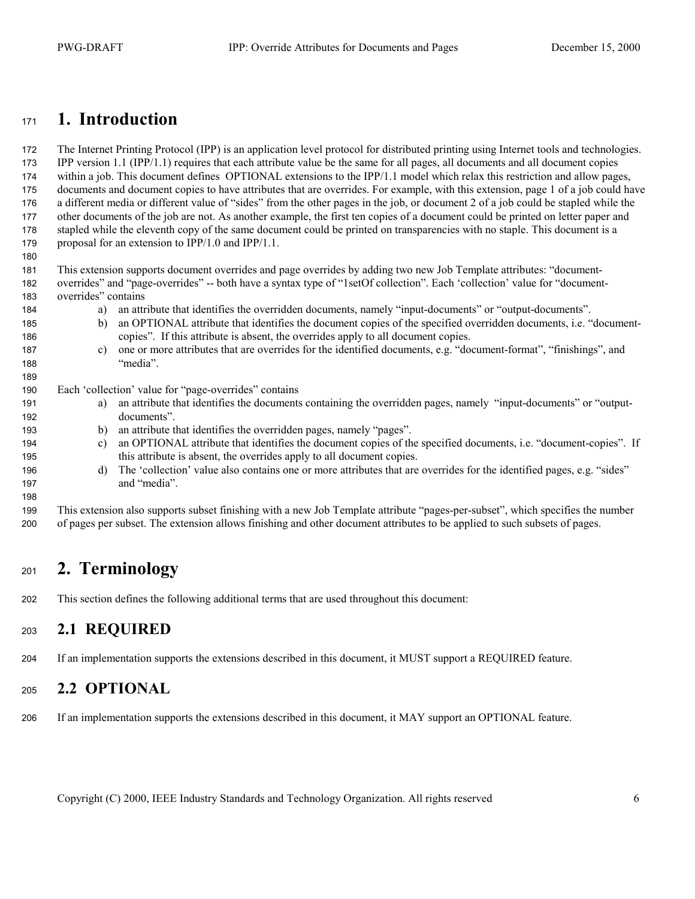# 1. Introduction

The Internet Printing Protocol (IPP) is an application level protocol for distributed printing using Internet tools and technologies. IPP version 1.1 (IPP/1.1) requires that each attribute value be the same for all pages, all documents and all document copies within a job. This document defines OPTIONAL extensions to the IPP/1.1 model which relax this restriction and allow pages, documents and document copies to have attributes that are overrides. For example, with this extension, page 1 of a job could have a different media or different value of "sides" from the other pages in the job, or document 2 of a job could be stapled while the other documents of the job are not. As another example, the first ten copies of a document could be printed on letter paper and stapled while the eleventh copy of the same document could be printed on transparencies with no staple. This document is a proposal for an extension to IPP/1.0 and IPP/1.1.

This extension supports document overrides and page overrides by adding two new Job Template attributes: "document-overrides" and "page-overrides" -- both have a syntax type of "1setOf collection". Each 'collection' value for "document-overrides" contains

a) an attribute that identifies the overridden documents, namely "input-documents" or "output-documents".
b) an OPTIONAL attribute that identifies the document copies of the specified overridden documents, i.e. "document-copies". If this attribute is absent, the overrides apply to all document copies.
c) one or more attributes that are overrides for the identified documents, e.g. "document-format", "finishings", and "media".

Each 'collection' value for "page-overrides" contains

a) an attribute that identifies the documents containing the overridden pages, namely "input-documents" or "output-documents".
b) an attribute that identifies the overridden pages, namely "pages".
c) an OPTIONAL attribute that identifies the document copies of the specified documents, i.e. "document-copies". If this attribute is absent, the overrides apply to all document copies.
d) The 'collection' value also contains one or more attributes that are overrides for the identified pages, e.g. "sides" and "media".

This extension also supports subset finishing with a new Job Template attribute "pages-per-subset", which specifies the number of pages per subset. The extension allows finishing and other document attributes to be applied to such subsets of pages.

# 2. Terminology

This section defines the following additional terms that are used throughout this document:

## 2.1 REQUIRED

If an implementation supports the extensions described in this document, it MUST support a REQUIRED feature.

## 2.2 OPTIONAL

If an implementation supports the extensions described in this document, it MAY support an OPTIONAL feature.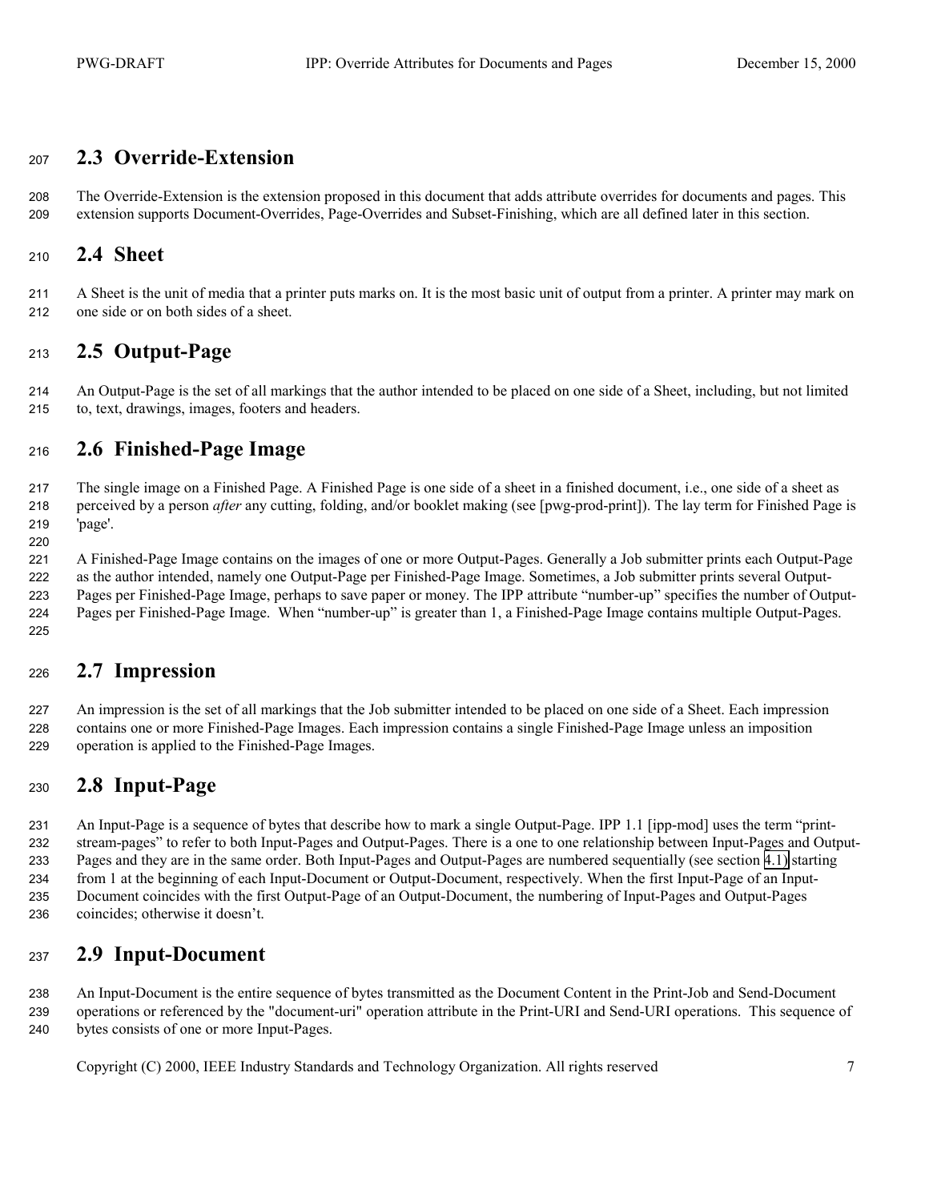## 2.3 Override-Extension

The Override-Extension is the extension proposed in this document that adds attribute overrides for documents and pages. This extension supports Document-Overrides, Page-Overrides and Subset-Finishing, which are all defined later in this section.

## 2.4 Sheet

A Sheet is the unit of media that a printer puts marks on. It is the most basic unit of output from a printer. A printer may mark on one side or on both sides of a sheet.

## 2.5 Output-Page

An Output-Page is the set of all markings that the author intended to be placed on one side of a Sheet, including, but not limited to, text, drawings, images, footers and headers.

## 2.6 Finished-Page Image

The single image on a Finished Page. A Finished Page is one side of a sheet in a finished document, i.e., one side of a sheet as perceived by a person *after* any cutting, folding, and/or booklet making (see [pwg-prod-print]). The lay term for Finished Page is 'page'.

A Finished-Page Image contains on the images of one or more Output-Pages. Generally a Job submitter prints each Output-Page as the author intended, namely one Output-Page per Finished-Page Image. Sometimes, a Job submitter prints several Output-Pages per Finished-Page Image, perhaps to save paper or money. The IPP attribute "number-up" specifies the number of Output-Pages per Finished-Page Image. When "number-up" is greater than 1, a Finished-Page Image contains multiple Output-Pages.

## 2.7 Impression

An impression is the set of all markings that the Job submitter intended to be placed on one side of a Sheet. Each impression contains one or more Finished-Page Images. Each impression contains a single Finished-Page Image unless an imposition operation is applied to the Finished-Page Images.

## 2.8 Input-Page

An Input-Page is a sequence of bytes that describe how to mark a single Output-Page. IPP 1.1 [ipp-mod] uses the term "print-stream-pages" to refer to both Input-Pages and Output-Pages. There is a one to one relationship between Input-Pages and Output-Pages and they are in the same order. Both Input-Pages and Output-Pages are numbered sequentially (see section 4.1) starting from 1 at the beginning of each Input-Document or Output-Document, respectively. When the first Input-Page of an Input-Document coincides with the first Output-Page of an Output-Document, the numbering of Input-Pages and Output-Pages coincides; otherwise it doesn't.

## 2.9 Input-Document

An Input-Document is the entire sequence of bytes transmitted as the Document Content in the Print-Job and Send-Document operations or referenced by the "document-uri" operation attribute in the Print-URI and Send-URI operations. This sequence of bytes consists of one or more Input-Pages.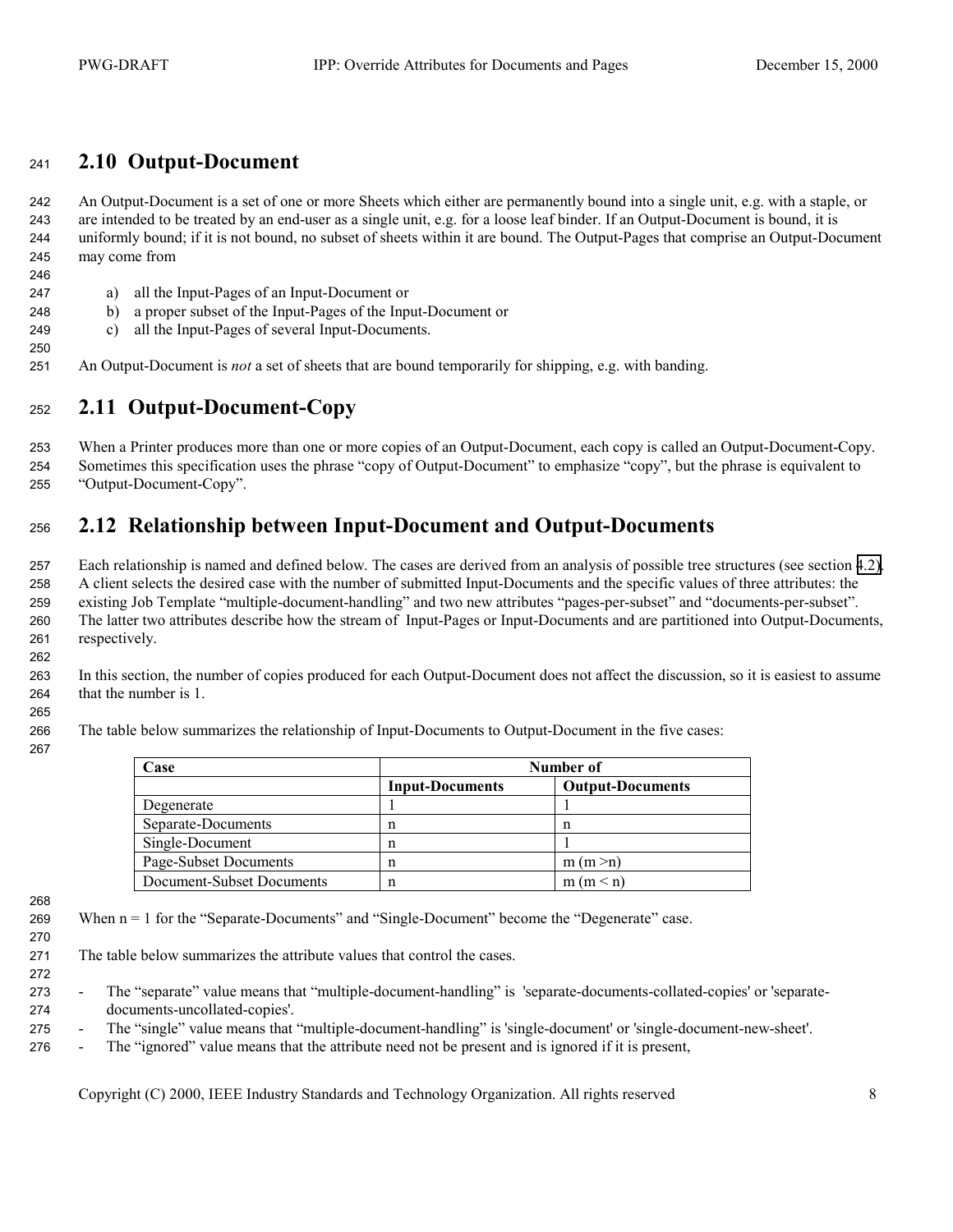## 2.10 Output-Document

An Output-Document is a set of one or more Sheets which either are permanently bound into a single unit, e.g. with a staple, or are intended to be treated by an end-user as a single unit, e.g. for a loose leaf binder. If an Output-Document is bound, it is uniformly bound; if it is not bound, no subset of sheets within it are bound. The Output-Pages that comprise an Output-Document may come from

a) all the Input-Pages of an Input-Document or
b) a proper subset of the Input-Pages of the Input-Document or
c) all the Input-Pages of several Input-Documents.

An Output-Document is *not* a set of sheets that are bound temporarily for shipping, e.g. with banding.

## 2.11 Output-Document-Copy

When a Printer produces more than one or more copies of an Output-Document, each copy is called an Output-Document-Copy. Sometimes this specification uses the phrase "copy of Output-Document" to emphasize "copy", but the phrase is equivalent to "Output-Document-Copy".

## 2.12 Relationship between Input-Document and Output-Documents

Each relationship is named and defined below. The cases are derived from an analysis of possible tree structures (see section 4.2). A client selects the desired case with the number of submitted Input-Documents and the specific values of three attributes: the existing Job Template "multiple-document-handling" and two new attributes "pages-per-subset" and "documents-per-subset". The latter two attributes describe how the stream of Input-Pages or Input-Documents and are partitioned into Output-Documents, respectively.

In this section, the number of copies produced for each Output-Document does not affect the discussion, so it is easiest to assume that the number is 1.

The table below summarizes the relationship of Input-Documents to Output-Document in the five cases:

| Case | Number of | |
|---|---|---|
| | **Input-Documents** | **Output-Documents** |
| Degenerate | 1 | 1 |
| Separate-Documents | n | n |
| Single-Document | n | 1 |
| Page-Subset Documents | n | m (m >n) |
| Document-Subset Documents | n | m (m < n) |

When n = 1 for the "Separate-Documents" and "Single-Document" become the "Degenerate" case.

The table below summarizes the attribute values that control the cases.

- The "separate" value means that "multiple-document-handling" is 'separate-documents-collated-copies' or 'separate-documents-uncollated-copies'.
- The "single" value means that "multiple-document-handling" is 'single-document' or 'single-document-new-sheet'.
- The "ignored" value means that the attribute need not be present and is ignored if it is present,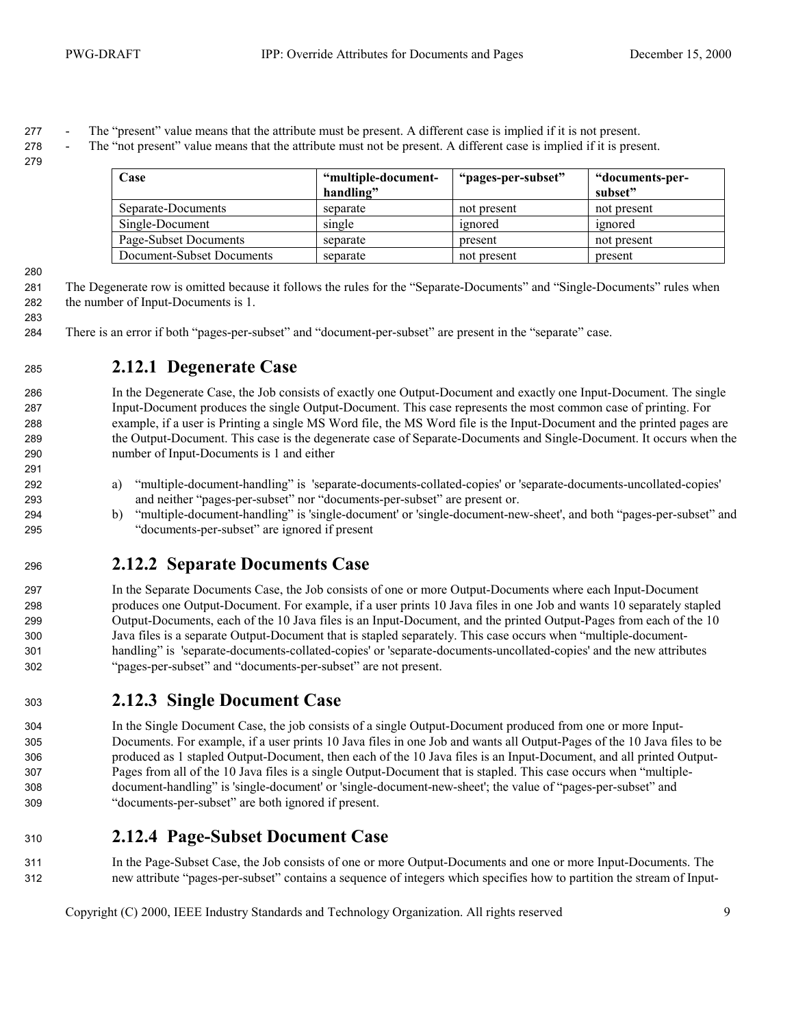- The "present" value means that the attribute must be present. A different case is implied if it is not present.
- The "not present" value means that the attribute must not be present. A different case is implied if it is present.

| Case | "multiple-document-handling" | "pages-per-subset" | "documents-per-subset" |
|---|---|---|---|
| Separate-Documents | separate | not present | not present |
| Single-Document | single | ignored | ignored |
| Page-Subset Documents | separate | present | not present |
| Document-Subset Documents | separate | not present | present |

The Degenerate row is omitted because it follows the rules for the "Separate-Documents" and "Single-Documents" rules when the number of Input-Documents is 1.

There is an error if both "pages-per-subset" and "document-per-subset" are present in the "separate" case.

### 2.12.1 Degenerate Case

In the Degenerate Case, the Job consists of exactly one Output-Document and exactly one Input-Document. The single Input-Document produces the single Output-Document. This case represents the most common case of printing. For example, if a user is Printing a single MS Word file, the MS Word file is the Input-Document and the printed pages are the Output-Document. This case is the degenerate case of Separate-Documents and Single-Document. It occurs when the number of Input-Documents is 1 and either

a) "multiple-document-handling" is 'separate-documents-collated-copies' or 'separate-documents-uncollated-copies' and neither "pages-per-subset" nor "documents-per-subset" are present or.
b) "multiple-document-handling" is 'single-document' or 'single-document-new-sheet', and both "pages-per-subset" and "documents-per-subset" are ignored if present

### 2.12.2 Separate Documents Case

In the Separate Documents Case, the Job consists of one or more Output-Documents where each Input-Document produces one Output-Document. For example, if a user prints 10 Java files in one Job and wants 10 separately stapled Output-Documents, each of the 10 Java files is an Input-Document, and the printed Output-Pages from each of the 10 Java files is a separate Output-Document that is stapled separately. This case occurs when "multiple-document-handling" is 'separate-documents-collated-copies' or 'separate-documents-uncollated-copies' and the new attributes "pages-per-subset" and "documents-per-subset" are not present.

### 2.12.3 Single Document Case

In the Single Document Case, the job consists of a single Output-Document produced from one or more Input-Documents. For example, if a user prints 10 Java files in one Job and wants all Output-Pages of the 10 Java files to be produced as 1 stapled Output-Document, then each of the 10 Java files is an Input-Document, and all printed Output-Pages from all of the 10 Java files is a single Output-Document that is stapled. This case occurs when "multiple-document-handling" is 'single-document' or 'single-document-new-sheet'; the value of "pages-per-subset" and "documents-per-subset" are both ignored if present.

### 2.12.4 Page-Subset Document Case

In the Page-Subset Case, the Job consists of one or more Output-Documents and one or more Input-Documents. The new attribute "pages-per-subset" contains a sequence of integers which specifies how to partition the stream of Input-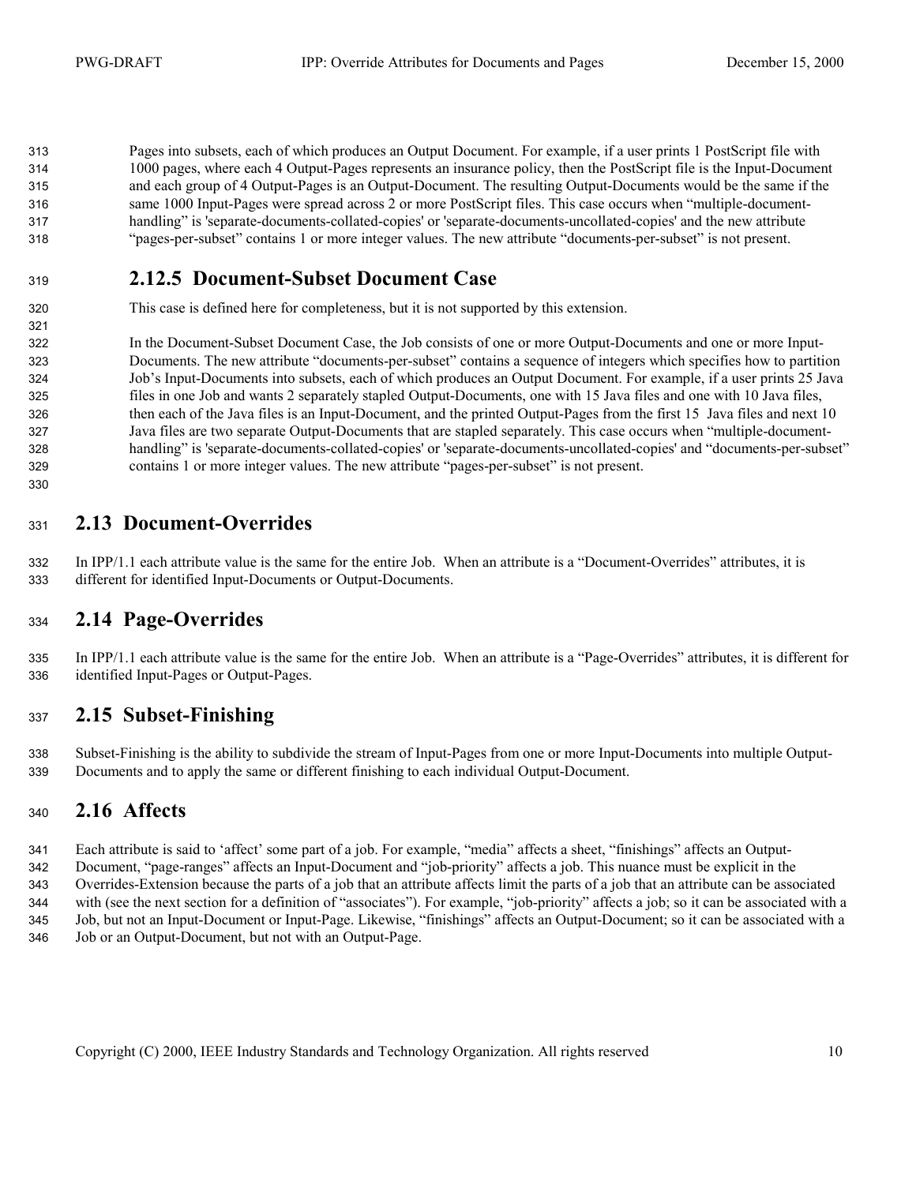Pages into subsets, each of which produces an Output Document. For example, if a user prints 1 PostScript file with 1000 pages, where each 4 Output-Pages represents an insurance policy, then the PostScript file is the Input-Document and each group of 4 Output-Pages is an Output-Document. The resulting Output-Documents would be the same if the same 1000 Input-Pages were spread across 2 or more PostScript files. This case occurs when "multiple-document-handling" is 'separate-documents-collated-copies' or 'separate-documents-uncollated-copies' and the new attribute "pages-per-subset" contains 1 or more integer values. The new attribute "documents-per-subset" is not present.

### 2.12.5 Document-Subset Document Case

This case is defined here for completeness, but it is not supported by this extension.

In the Document-Subset Document Case, the Job consists of one or more Output-Documents and one or more Input-Documents. The new attribute "documents-per-subset" contains a sequence of integers which specifies how to partition Job's Input-Documents into subsets, each of which produces an Output Document. For example, if a user prints 25 Java files in one Job and wants 2 separately stapled Output-Documents, one with 15 Java files and one with 10 Java files, then each of the Java files is an Input-Document, and the printed Output-Pages from the first 15 Java files and next 10 Java files are two separate Output-Documents that are stapled separately. This case occurs when "multiple-document-handling" is 'separate-documents-collated-copies' or 'separate-documents-uncollated-copies' and "documents-per-subset" contains 1 or more integer values. The new attribute "pages-per-subset" is not present.

## 2.13 Document-Overrides

In IPP/1.1 each attribute value is the same for the entire Job. When an attribute is a "Document-Overrides" attributes, it is different for identified Input-Documents or Output-Documents.

## 2.14 Page-Overrides

In IPP/1.1 each attribute value is the same for the entire Job. When an attribute is a "Page-Overrides" attributes, it is different for identified Input-Pages or Output-Pages.

## 2.15 Subset-Finishing

Subset-Finishing is the ability to subdivide the stream of Input-Pages from one or more Input-Documents into multiple Output-Documents and to apply the same or different finishing to each individual Output-Document.

## 2.16 Affects

Each attribute is said to 'affect' some part of a job. For example, "media" affects a sheet, "finishings" affects an Output-Document, "page-ranges" affects an Input-Document and "job-priority" affects a job. This nuance must be explicit in the Overrides-Extension because the parts of a job that an attribute affects limit the parts of a job that an attribute can be associated with (see the next section for a definition of "associates"). For example, "job-priority" affects a job; so it can be associated with a Job, but not an Input-Document or Input-Page. Likewise, "finishings" affects an Output-Document; so it can be associated with a Job or an Output-Document, but not with an Output-Page.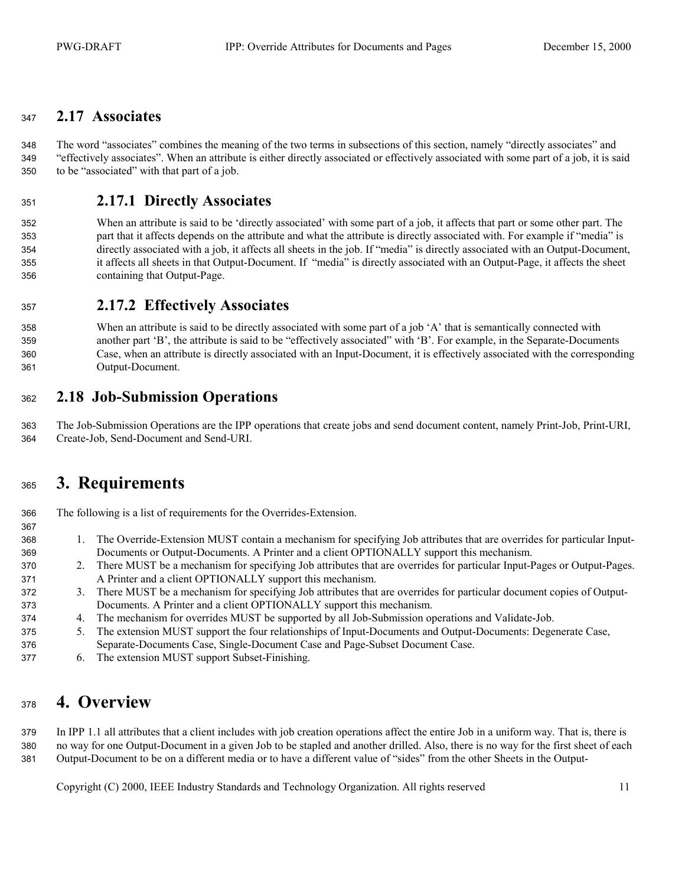## 2.17 Associates

The word “associates” combines the meaning of the two terms in subsections of this section, namely “directly associates” and “effectively associates”. When an attribute is either directly associated or effectively associated with some part of a job, it is said to be “associated” with that part of a job.

### 2.17.1 Directly Associates

When an attribute is said to be ‘directly associated’ with some part of a job, it affects that part or some other part. The part that it affects depends on the attribute and what the attribute is directly associated with. For example if “media” is directly associated with a job, it affects all sheets in the job. If “media” is directly associated with an Output-Document, it affects all sheets in that Output-Document. If “media” is directly associated with an Output-Page, it affects the sheet containing that Output-Page.

### 2.17.2 Effectively Associates

When an attribute is said to be directly associated with some part of a job ‘A’ that is semantically connected with another part ‘B’, the attribute is said to be “effectively associated” with ‘B’. For example, in the Separate-Documents Case, when an attribute is directly associated with an Input-Document, it is effectively associated with the corresponding Output-Document.

## 2.18 Job-Submission Operations

The Job-Submission Operations are the IPP operations that create jobs and send document content, namely Print-Job, Print-URI, Create-Job, Send-Document and Send-URI.

# 3. Requirements

The following is a list of requirements for the Overrides-Extension.

1. The Override-Extension MUST contain a mechanism for specifying Job attributes that are overrides for particular Input-Documents or Output-Documents. A Printer and a client OPTIONALLY support this mechanism.
2. There MUST be a mechanism for specifying Job attributes that are overrides for particular Input-Pages or Output-Pages. A Printer and a client OPTIONALLY support this mechanism.
3. There MUST be a mechanism for specifying Job attributes that are overrides for particular document copies of Output-Documents. A Printer and a client OPTIONALLY support this mechanism.
4. The mechanism for overrides MUST be supported by all Job-Submission operations and Validate-Job.
5. The extension MUST support the four relationships of Input-Documents and Output-Documents: Degenerate Case, Separate-Documents Case, Single-Document Case and Page-Subset Document Case.
6. The extension MUST support Subset-Finishing.

# 4. Overview

In IPP 1.1 all attributes that a client includes with job creation operations affect the entire Job in a uniform way. That is, there is no way for one Output-Document in a given Job to be stapled and another drilled. Also, there is no way for the first sheet of each Output-Document to be on a different media or to have a different value of “sides” from the other Sheets in the Output-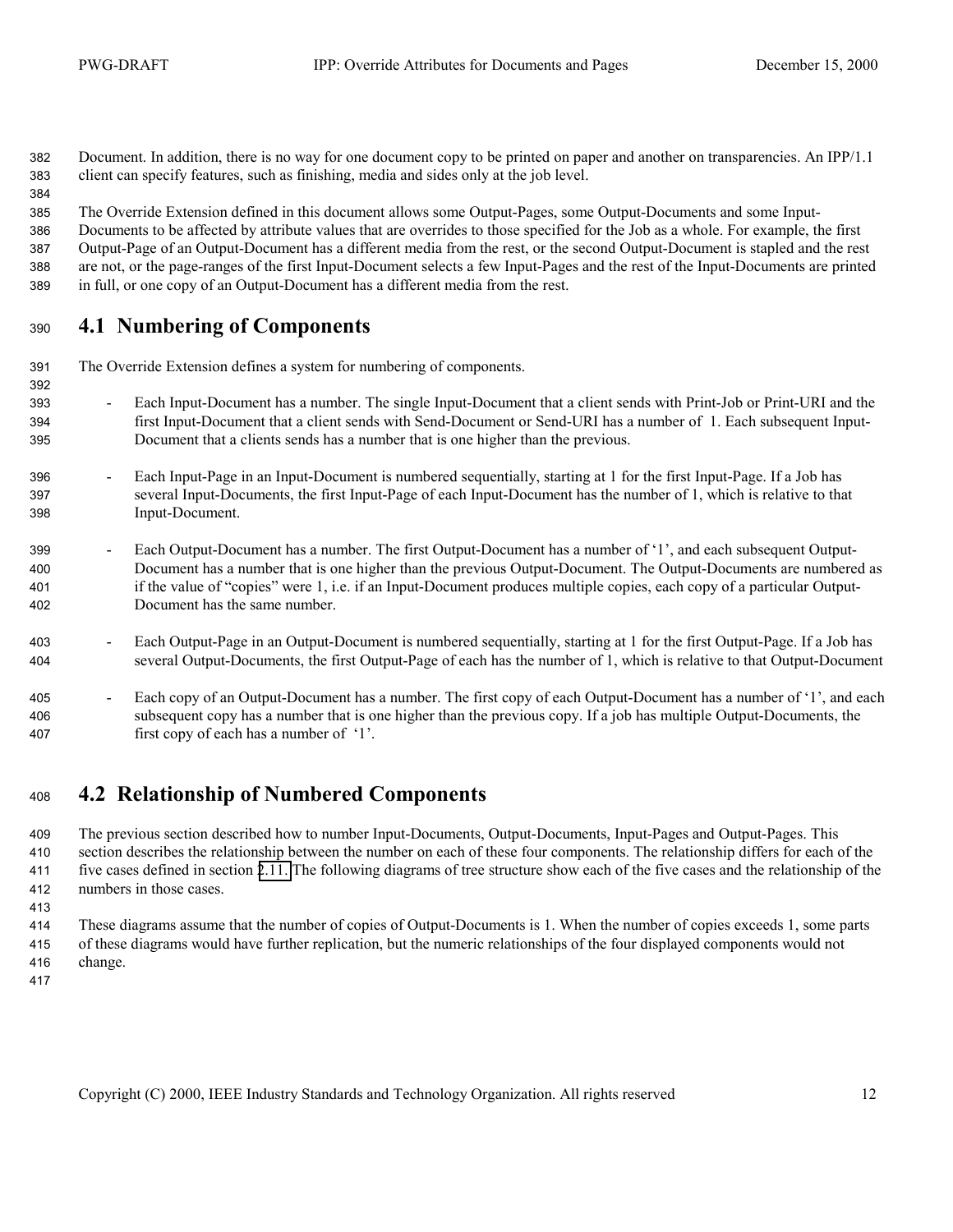Document. In addition, there is no way for one document copy to be printed on paper and another on transparencies. An IPP/1.1 client can specify features, such as finishing, media and sides only at the job level.

The Override Extension defined in this document allows some Output-Pages, some Output-Documents and some Input-Documents to be affected by attribute values that are overrides to those specified for the Job as a whole. For example, the first Output-Page of an Output-Document has a different media from the rest, or the second Output-Document is stapled and the rest are not, or the page-ranges of the first Input-Document selects a few Input-Pages and the rest of the Input-Documents are printed in full, or one copy of an Output-Document has a different media from the rest.

## 4.1 Numbering of Components

The Override Extension defines a system for numbering of components.

- Each Input-Document has a number. The single Input-Document that a client sends with Print-Job or Print-URI and the first Input-Document that a client sends with Send-Document or Send-URI has a number of 1. Each subsequent Input-Document that a clients sends has a number that is one higher than the previous.
- Each Input-Page in an Input-Document is numbered sequentially, starting at 1 for the first Input-Page. If a Job has several Input-Documents, the first Input-Page of each Input-Document has the number of 1, which is relative to that Input-Document.
- Each Output-Document has a number. The first Output-Document has a number of '1', and each subsequent Output-Document has a number that is one higher than the previous Output-Document. The Output-Documents are numbered as if the value of "copies" were 1, i.e. if an Input-Document produces multiple copies, each copy of a particular Output-Document has the same number.
- Each Output-Page in an Output-Document is numbered sequentially, starting at 1 for the first Output-Page. If a Job has several Output-Documents, the first Output-Page of each has the number of 1, which is relative to that Output-Document
- Each copy of an Output-Document has a number. The first copy of each Output-Document has a number of '1', and each subsequent copy has a number that is one higher than the previous copy. If a job has multiple Output-Documents, the first copy of each has a number of '1'.

## 4.2 Relationship of Numbered Components

The previous section described how to number Input-Documents, Output-Documents, Input-Pages and Output-Pages. This section describes the relationship between the number on each of these four components. The relationship differs for each of the five cases defined in section 2.11. The following diagrams of tree structure show each of the five cases and the relationship of the numbers in those cases.

These diagrams assume that the number of copies of Output-Documents is 1. When the number of copies exceeds 1, some parts of these diagrams would have further replication, but the numeric relationships of the four displayed components would not change.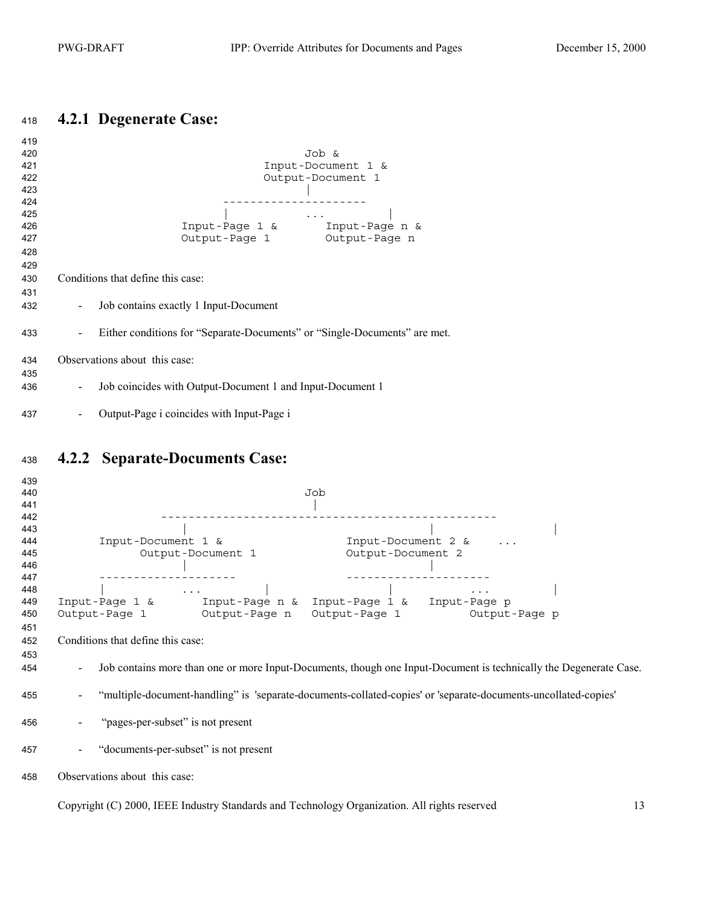### 4.2.1 Degenerate Case:

```
                              Job &
                        Input-Document 1 &
                        Output-Document 1
                               |
                    ---------------------
                    |          ...          |
              Input-Page 1 &       Input-Page n &
              Output-Page 1        Output-Page n
```

Conditions that define this case:

- Job contains exactly 1 Input-Document
- Either conditions for "Separate-Documents" or "Single-Documents" are met.

Observations about this case:

- Job coincides with Output-Document 1 and Input-Document 1
- Output-Page i coincides with Input-Page i

### 4.2.2 Separate-Documents Case:

```
                              Job
                               |
          ------------------------------------------------
          |                                    |              |
    Input-Document 1 &                 Input-Document 2 &    ...
          Output-Document 1            Output-Document 2
          |                                    |
    --------------------               ---------------------
    |          ...          |          |          ...          |
Input-Page 1 &       Input-Page n &  Input-Page 1 &   Input-Page p
Output-Page 1        Output-Page n   Output-Page 1          Output-Page p
```

Conditions that define this case:

- Job contains more than one or more Input-Documents, though one Input-Document is technically the Degenerate Case.
- "multiple-document-handling" is 'separate-documents-collated-copies' or 'separate-documents-uncollated-copies'
- "pages-per-subset" is not present
- "documents-per-subset" is not present

Observations about this case: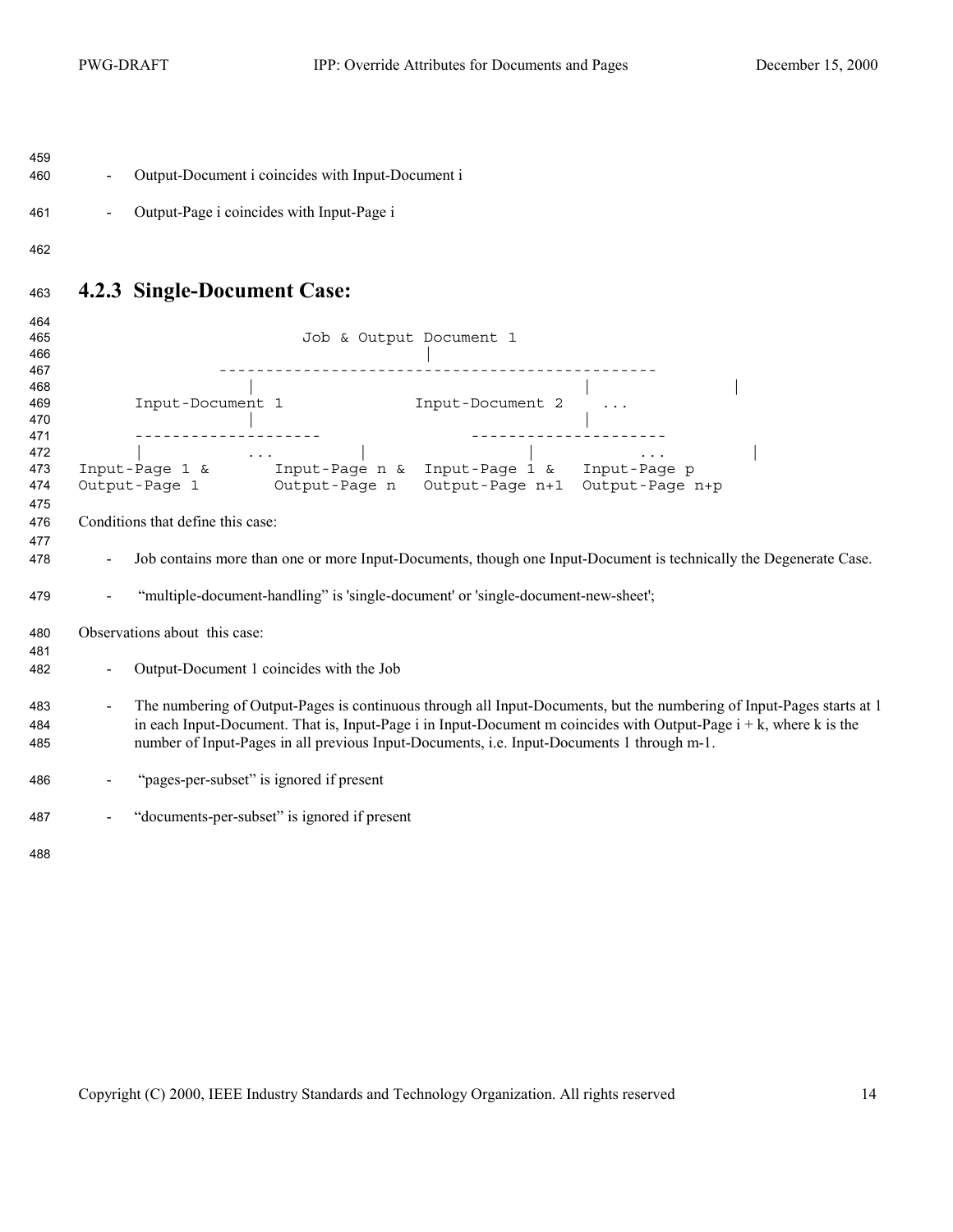- Output-Document i coincides with Input-Document i
- Output-Page i coincides with Input-Page i

### 4.2.3 Single-Document Case:

```
                         Job & Output Document 1
                                   |
               -----------------------------------------------
                    |                             |                 |
     Input-Document 1              Input-Document 2    ...
                    |                             |
     --------------------              --------------------
     |          ...         |               |          ...          |
Input-Page 1 &       Input-Page n &  Input-Page 1 &   Input-Page p
Output-Page 1        Output-Page n   Output-Page n+1  Output-Page n+p
```

Conditions that define this case:

- Job contains more than one or more Input-Documents, though one Input-Document is technically the Degenerate Case.
- "multiple-document-handling" is 'single-document' or 'single-document-new-sheet';

Observations about this case:

- Output-Document 1 coincides with the Job
- The numbering of Output-Pages is continuous through all Input-Documents, but the numbering of Input-Pages starts at 1 in each Input-Document. That is, Input-Page i in Input-Document m coincides with Output-Page i + k, where k is the number of Input-Pages in all previous Input-Documents, i.e. Input-Documents 1 through m-1.
- "pages-per-subset" is ignored if present
- "documents-per-subset" is ignored if present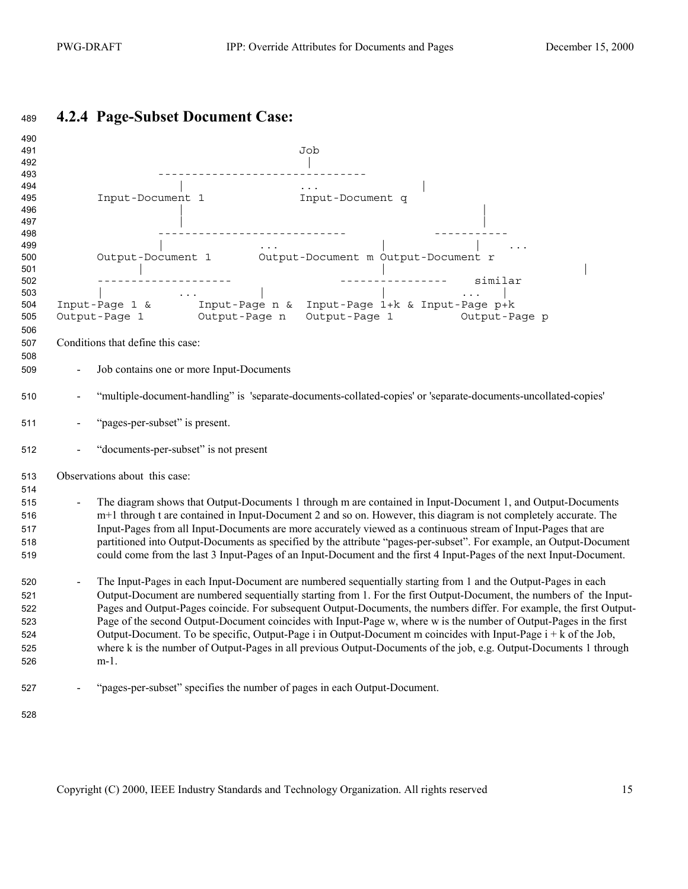### 4.2.4 Page-Subset Document Case:

```
                                    Job
                                     |
               ------------------------------
                  |                  ...          |
      Input-Document 1              Input-Document q
                  |                                      |
                  |                                      |
               ---------------------------          -----------
               |            ...            |             |    ...
      Output-Document 1       Output-Document m Output-Document r
            |                              |                          |
      --------------------             ----------------    similar
      |           ...         |            |             ...    |
Input-Page 1 &       Input-Page n &  Input-Page 1+k & Input-Page p+k
Output-Page 1        Output-Page n   Output-Page 1         Output-Page p
```

Conditions that define this case:

- Job contains one or more Input-Documents
- "multiple-document-handling" is 'separate-documents-collated-copies' or 'separate-documents-uncollated-copies'
- "pages-per-subset" is present.
- "documents-per-subset" is not present

Observations about this case:

- The diagram shows that Output-Documents 1 through m are contained in Input-Document 1, and Output-Documents m+1 through t are contained in Input-Document 2 and so on. However, this diagram is not completely accurate. The Input-Pages from all Input-Documents are more accurately viewed as a continuous stream of Input-Pages that are partitioned into Output-Documents as specified by the attribute "pages-per-subset". For example, an Output-Document could come from the last 3 Input-Pages of an Input-Document and the first 4 Input-Pages of the next Input-Document.
- The Input-Pages in each Input-Document are numbered sequentially starting from 1 and the Output-Pages in each Output-Document are numbered sequentially starting from 1. For the first Output-Document, the numbers of the Input-Pages and Output-Pages coincide. For subsequent Output-Documents, the numbers differ. For example, the first Output-Page of the second Output-Document coincides with Input-Page w, where w is the number of Output-Pages in the first Output-Document. To be specific, Output-Page i in Output-Document m coincides with Input-Page i + k of the Job, where k is the number of Output-Pages in all previous Output-Documents of the job, e.g. Output-Documents 1 through m-1.
- "pages-per-subset" specifies the number of pages in each Output-Document.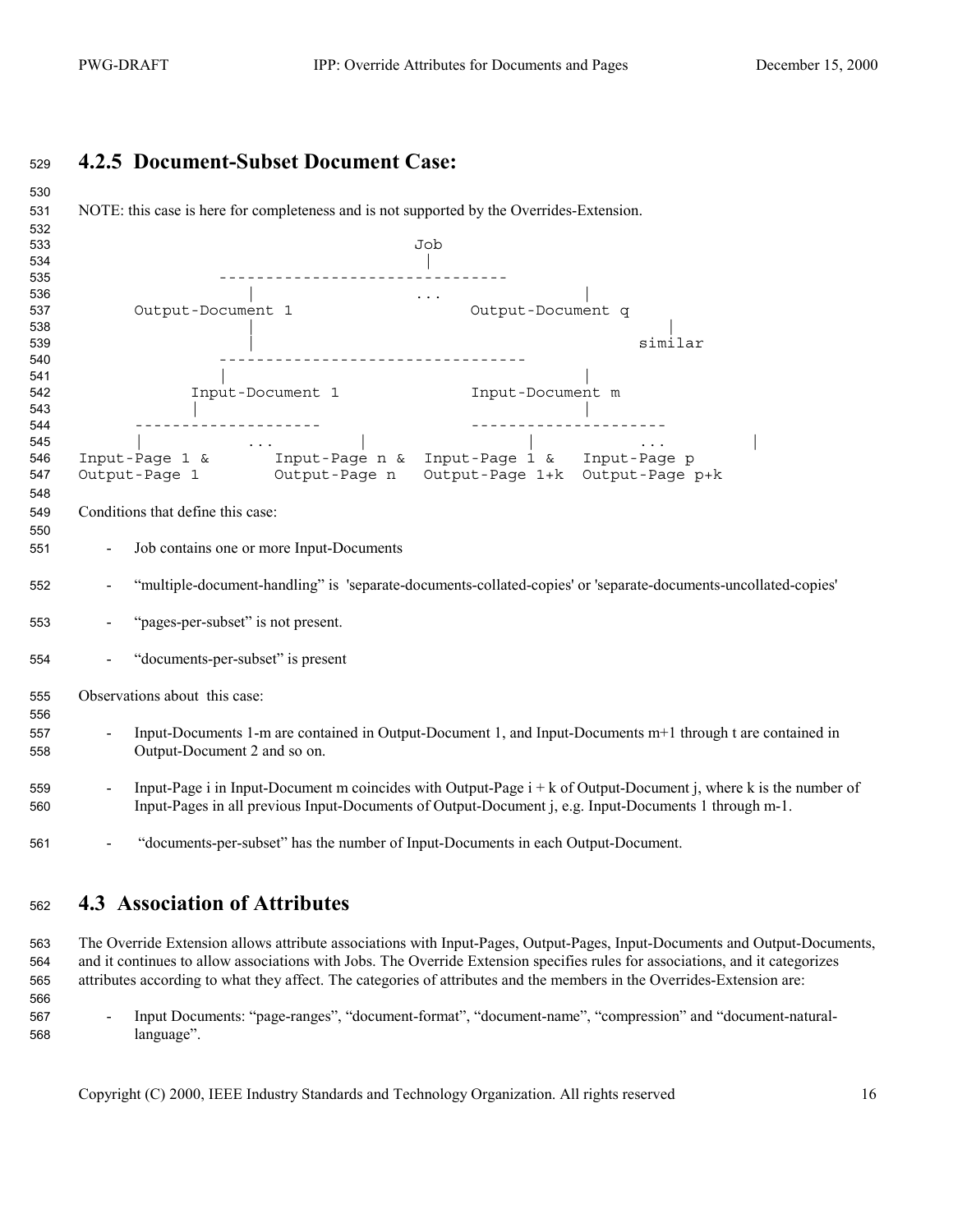### 4.2.5 Document-Subset Document Case:

NOTE: this case is here for completeness and is not supported by the Overrides-Extension.

```
                                  Job
                                   |
               ------------------------------
                 |                 ...         |
     Output-Document 1                  Output-Document q
                 |                                   |
                 |                                similar
               --------------------------------
               |                               |
          Input-Document 1            Input-Document m
          |                                    |
     --------------------           ---------------------
     |          ...         |           |          ...        |
Input-Page 1 &       Input-Page n &  Input-Page 1 &   Input-Page p
Output-Page 1        Output-Page n   Output-Page 1+k  Output-Page p+k
```

Conditions that define this case:

- Job contains one or more Input-Documents
- "multiple-document-handling" is 'separate-documents-collated-copies' or 'separate-documents-uncollated-copies'
- "pages-per-subset" is not present.
- "documents-per-subset" is present

Observations about this case:

- Input-Documents 1-m are contained in Output-Document 1, and Input-Documents m+1 through t are contained in Output-Document 2 and so on.
- Input-Page i in Input-Document m coincides with Output-Page i + k of Output-Document j, where k is the number of Input-Pages in all previous Input-Documents of Output-Document j, e.g. Input-Documents 1 through m-1.
- "documents-per-subset" has the number of Input-Documents in each Output-Document.

## 4.3 Association of Attributes

The Override Extension allows attribute associations with Input-Pages, Output-Pages, Input-Documents and Output-Documents, and it continues to allow associations with Jobs. The Override Extension specifies rules for associations, and it categorizes attributes according to what they affect. The categories of attributes and the members in the Overrides-Extension are:

- Input Documents: "page-ranges", "document-format", "document-name", "compression" and "document-natural-language".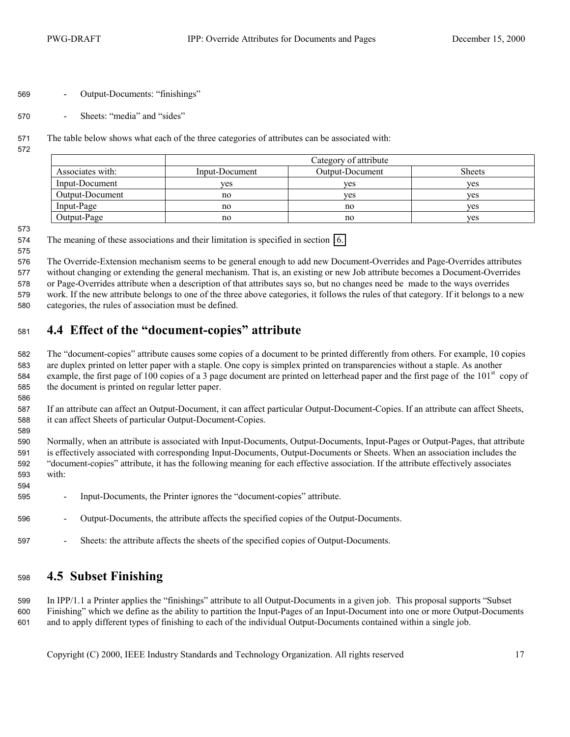- Output-Documents: “finishings”
- Sheets: “media” and “sides”

The table below shows what each of the three categories of attributes can be associated with:

| | Category of attribute | | |
|---|---|---|---|
| Associates with: | Input-Document | Output-Document | Sheets |
| Input-Document | yes | yes | yes |
| Output-Document | no | yes | yes |
| Input-Page | no | no | yes |
| Output-Page | no | no | yes |

The meaning of these associations and their limitation is specified in section 6.

The Override-Extension mechanism seems to be general enough to add new Document-Overrides and Page-Overrides attributes without changing or extending the general mechanism. That is, an existing or new Job attribute becomes a Document-Overrides or Page-Overrides attribute when a description of that attributes says so, but no changes need be made to the ways overrides work. If the new attribute belongs to one of the three above categories, it follows the rules of that category. If it belongs to a new categories, the rules of association must be defined.

## 4.4 Effect of the “document-copies” attribute

The “document-copies” attribute causes some copies of a document to be printed differently from others. For example, 10 copies are duplex printed on letter paper with a staple. One copy is simplex printed on transparencies without a staple. As another example, the first page of 100 copies of a 3 page document are printed on letterhead paper and the first page of the 101st copy of the document is printed on regular letter paper.

If an attribute can affect an Output-Document, it can affect particular Output-Document-Copies. If an attribute can affect Sheets, it can affect Sheets of particular Output-Document-Copies.

Normally, when an attribute is associated with Input-Documents, Output-Documents, Input-Pages or Output-Pages, that attribute is effectively associated with corresponding Input-Documents, Output-Documents or Sheets. When an association includes the “document-copies” attribute, it has the following meaning for each effective association. If the attribute effectively associates with:

- Input-Documents, the Printer ignores the “document-copies” attribute.
- Output-Documents, the attribute affects the specified copies of the Output-Documents.
- Sheets: the attribute affects the sheets of the specified copies of Output-Documents.

## 4.5 Subset Finishing

In IPP/1.1 a Printer applies the “finishings” attribute to all Output-Documents in a given job. This proposal supports “Subset Finishing” which we define as the ability to partition the Input-Pages of an Input-Document into one or more Output-Documents and to apply different types of finishing to each of the individual Output-Documents contained within a single job.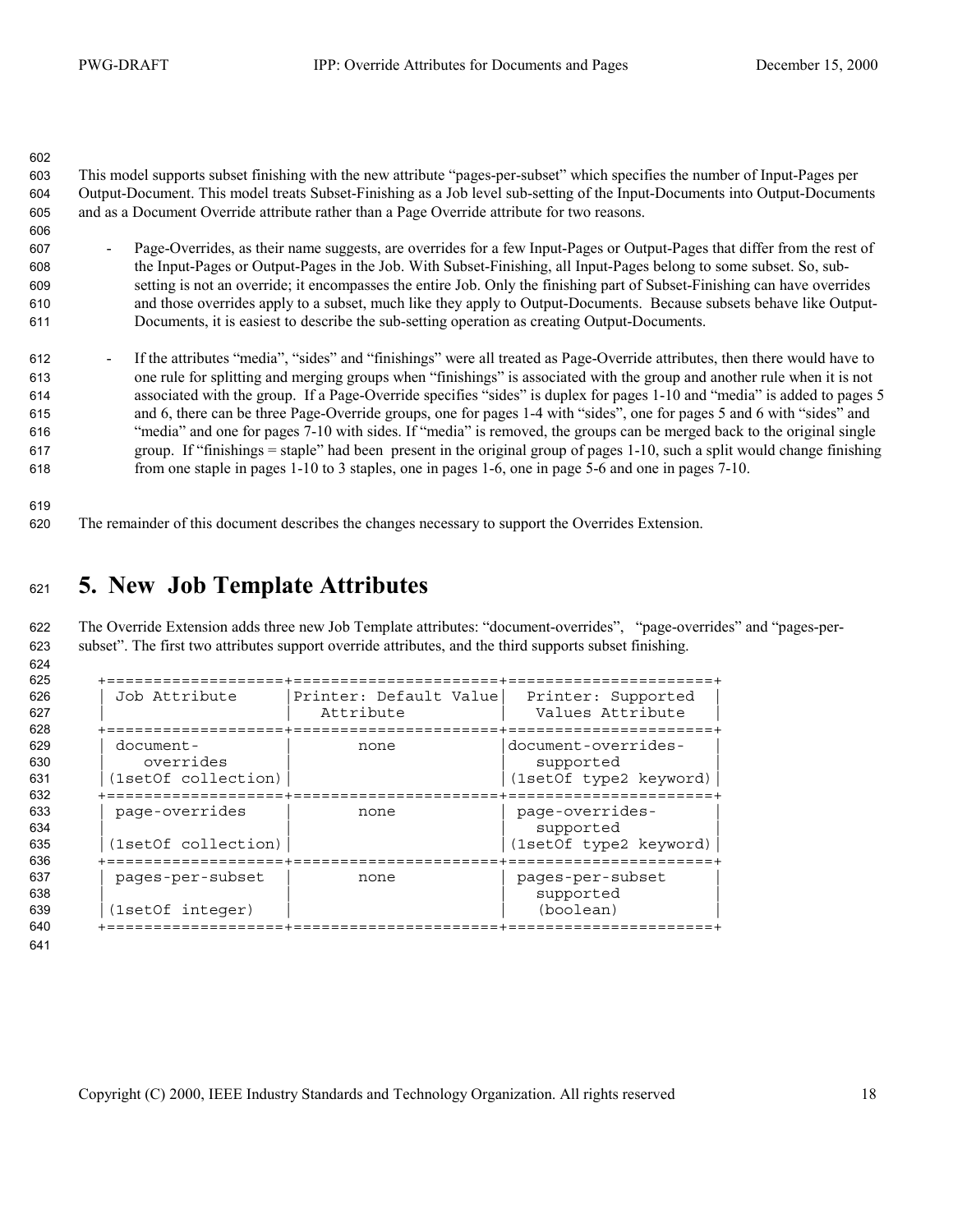This model supports subset finishing with the new attribute "pages-per-subset" which specifies the number of Input-Pages per Output-Document. This model treats Subset-Finishing as a Job level sub-setting of the Input-Documents into Output-Documents and as a Document Override attribute rather than a Page Override attribute for two reasons.

- Page-Overrides, as their name suggests, are overrides for a few Input-Pages or Output-Pages that differ from the rest of the Input-Pages or Output-Pages in the Job. With Subset-Finishing, all Input-Pages belong to some subset. So, sub-setting is not an override; it encompasses the entire Job. Only the finishing part of Subset-Finishing can have overrides and those overrides apply to a subset, much like they apply to Output-Documents. Because subsets behave like Output-Documents, it is easiest to describe the sub-setting operation as creating Output-Documents.

- If the attributes "media", "sides" and "finishings" were all treated as Page-Override attributes, then there would have to one rule for splitting and merging groups when "finishings" is associated with the group and another rule when it is not associated with the group. If a Page-Override specifies "sides" is duplex for pages 1-10 and "media" is added to pages 5 and 6, there can be three Page-Override groups, one for pages 1-4 with "sides", one for pages 5 and 6 with "sides" and "media" and one for pages 7-10 with sides. If "media" is removed, the groups can be merged back to the original single group. If "finishings = staple" had been present in the original group of pages 1-10, such a split would change finishing from one staple in pages 1-10 to 3 staples, one in pages 1-6, one in page 5-6 and one in pages 7-10.

The remainder of this document describes the changes necessary to support the Overrides Extension.

# 5. New Job Template Attributes

The Override Extension adds three new Job Template attributes: "document-overrides", "page-overrides" and "pages-per-subset". The first two attributes support override attributes, and the third supports subset finishing.

| Job Attribute | Printer: Default Value Attribute | Printer: Supported Values Attribute |
|---|---|---|
| document-overrides (1setOf collection) | none | document-overrides-supported (1setOf type2 keyword) |
| page-overrides (1setOf collection) | none | page-overrides-supported (1setOf type2 keyword) |
| pages-per-subset (1setOf integer) | none | pages-per-subset supported (boolean) |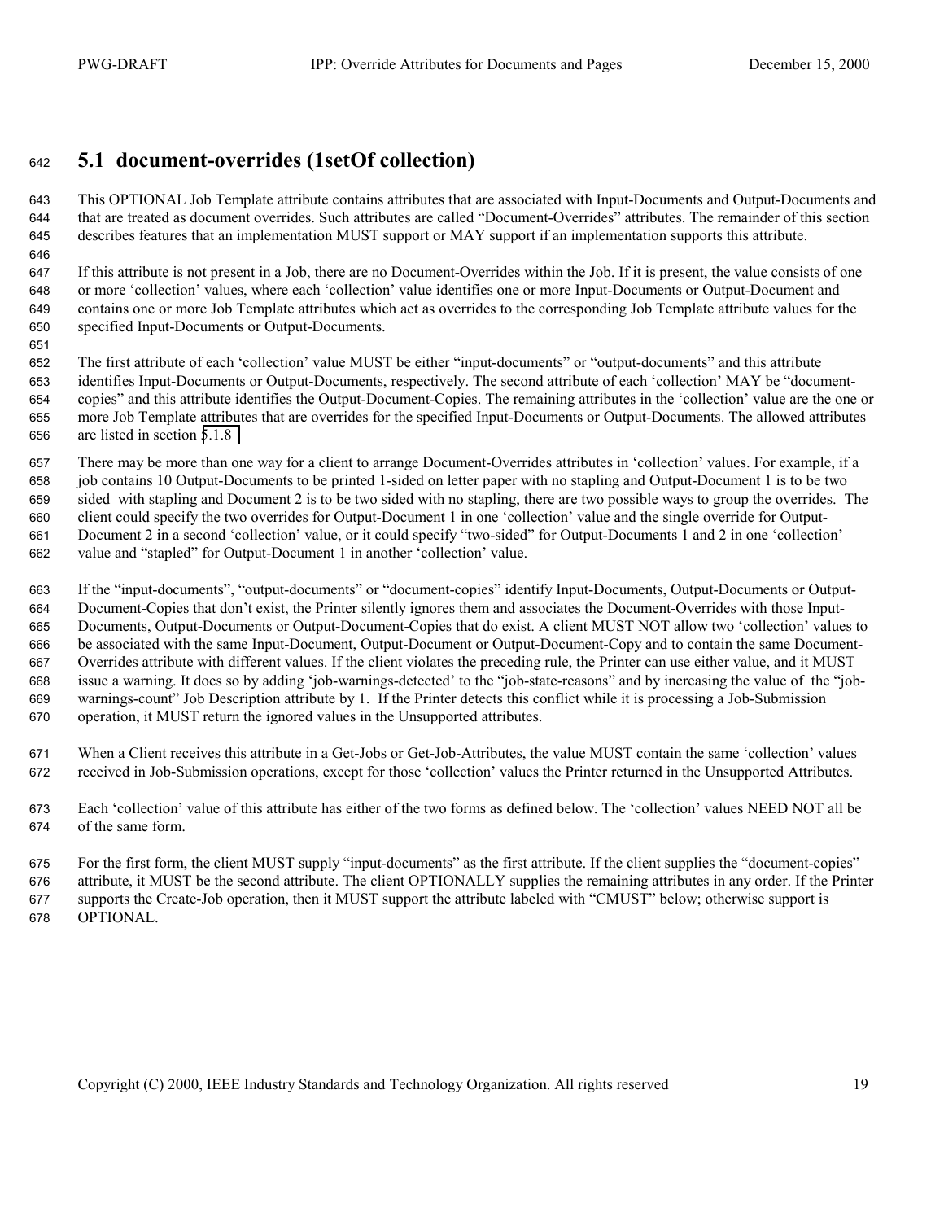## 5.1 document-overrides (1setOf collection)

This OPTIONAL Job Template attribute contains attributes that are associated with Input-Documents and Output-Documents and that are treated as document overrides. Such attributes are called "Document-Overrides" attributes. The remainder of this section describes features that an implementation MUST support or MAY support if an implementation supports this attribute.

If this attribute is not present in a Job, there are no Document-Overrides within the Job. If it is present, the value consists of one or more 'collection' values, where each 'collection' value identifies one or more Input-Documents or Output-Document and contains one or more Job Template attributes which act as overrides to the corresponding Job Template attribute values for the specified Input-Documents or Output-Documents.

The first attribute of each 'collection' value MUST be either "input-documents" or "output-documents" and this attribute identifies Input-Documents or Output-Documents, respectively. The second attribute of each 'collection' MAY be "document-copies" and this attribute identifies the Output-Document-Copies. The remaining attributes in the 'collection' value are the one or more Job Template attributes that are overrides for the specified Input-Documents or Output-Documents. The allowed attributes are listed in section 5.1.8

There may be more than one way for a client to arrange Document-Overrides attributes in 'collection' values. For example, if a job contains 10 Output-Documents to be printed 1-sided on letter paper with no stapling and Output-Document 1 is to be two sided with stapling and Document 2 is to be two sided with no stapling, there are two possible ways to group the overrides. The client could specify the two overrides for Output-Document 1 in one 'collection' value and the single override for Output-Document 2 in a second 'collection' value, or it could specify "two-sided" for Output-Documents 1 and 2 in one 'collection' value and "stapled" for Output-Document 1 in another 'collection' value.

If the "input-documents", "output-documents" or "document-copies" identify Input-Documents, Output-Documents or Output-Document-Copies that don't exist, the Printer silently ignores them and associates the Document-Overrides with those Input-Documents, Output-Documents or Output-Document-Copies that do exist. A client MUST NOT allow two 'collection' values to be associated with the same Input-Document, Output-Document or Output-Document-Copy and to contain the same Document-Overrides attribute with different values. If the client violates the preceding rule, the Printer can use either value, and it MUST issue a warning. It does so by adding 'job-warnings-detected' to the "job-state-reasons" and by increasing the value of the "job-warnings-count" Job Description attribute by 1. If the Printer detects this conflict while it is processing a Job-Submission operation, it MUST return the ignored values in the Unsupported attributes.

When a Client receives this attribute in a Get-Jobs or Get-Job-Attributes, the value MUST contain the same 'collection' values received in Job-Submission operations, except for those 'collection' values the Printer returned in the Unsupported Attributes.

Each 'collection' value of this attribute has either of the two forms as defined below. The 'collection' values NEED NOT all be of the same form.

For the first form, the client MUST supply "input-documents" as the first attribute. If the client supplies the "document-copies" attribute, it MUST be the second attribute. The client OPTIONALLY supplies the remaining attributes in any order. If the Printer supports the Create-Job operation, then it MUST support the attribute labeled with "CMUST" below; otherwise support is OPTIONAL.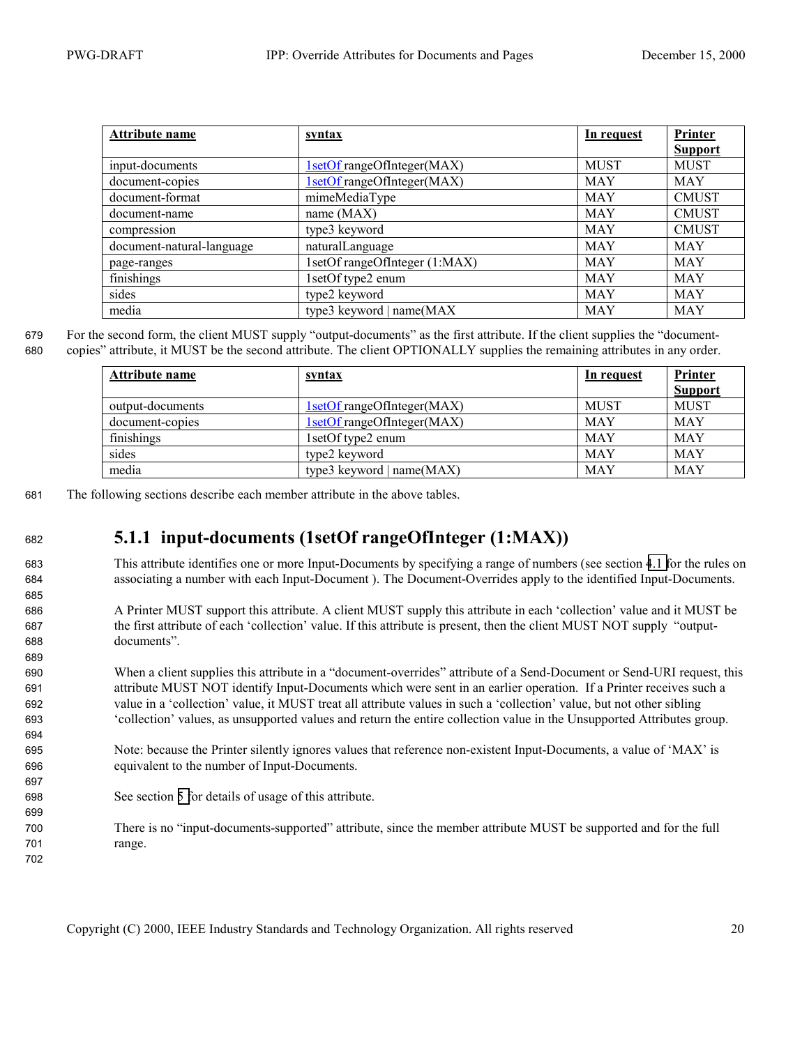| Attribute name | syntax | In request | Printer Support |
|---|---|---|---|
| input-documents | 1setOf rangeOfInteger(MAX) | MUST | MUST |
| document-copies | 1setOf rangeOfInteger(MAX) | MAY | MAY |
| document-format | mimeMediaType | MAY | CMUST |
| document-name | name (MAX) | MAY | CMUST |
| compression | type3 keyword | MAY | CMUST |
| document-natural-language | naturalLanguage | MAY | MAY |
| page-ranges | 1setOf rangeOfInteger (1:MAX) | MAY | MAY |
| finishings | 1setOf type2 enum | MAY | MAY |
| sides | type2 keyword | MAY | MAY |
| media | type3 keyword \| name(MAX | MAY | MAY |

For the second form, the client MUST supply "output-documents" as the first attribute. If the client supplies the "document-copies" attribute, it MUST be the second attribute. The client OPTIONALLY supplies the remaining attributes in any order.

| Attribute name | syntax | In request | Printer Support |
|---|---|---|---|
| output-documents | 1setOf rangeOfInteger(MAX) | MUST | MUST |
| document-copies | 1setOf rangeOfInteger(MAX) | MAY | MAY |
| finishings | 1setOf type2 enum | MAY | MAY |
| sides | type2 keyword | MAY | MAY |
| media | type3 keyword \| name(MAX) | MAY | MAY |

The following sections describe each member attribute in the above tables.

### 5.1.1 input-documents (1setOf rangeOfInteger (1:MAX))

This attribute identifies one or more Input-Documents by specifying a range of numbers (see section 4.1 for the rules on associating a number with each Input-Document ). The Document-Overrides apply to the identified Input-Documents.

A Printer MUST support this attribute. A client MUST supply this attribute in each 'collection' value and it MUST be the first attribute of each 'collection' value. If this attribute is present, then the client MUST NOT supply "output-documents".

When a client supplies this attribute in a "document-overrides" attribute of a Send-Document or Send-URI request, this attribute MUST NOT identify Input-Documents which were sent in an earlier operation. If a Printer receives such a value in a 'collection' value, it MUST treat all attribute values in such a 'collection' value, but not other sibling 'collection' values, as unsupported values and return the entire collection value in the Unsupported Attributes group.

Note: because the Printer silently ignores values that reference non-existent Input-Documents, a value of 'MAX' is equivalent to the number of Input-Documents.

See section 5 for details of usage of this attribute.

There is no "input-documents-supported" attribute, since the member attribute MUST be supported and for the full range.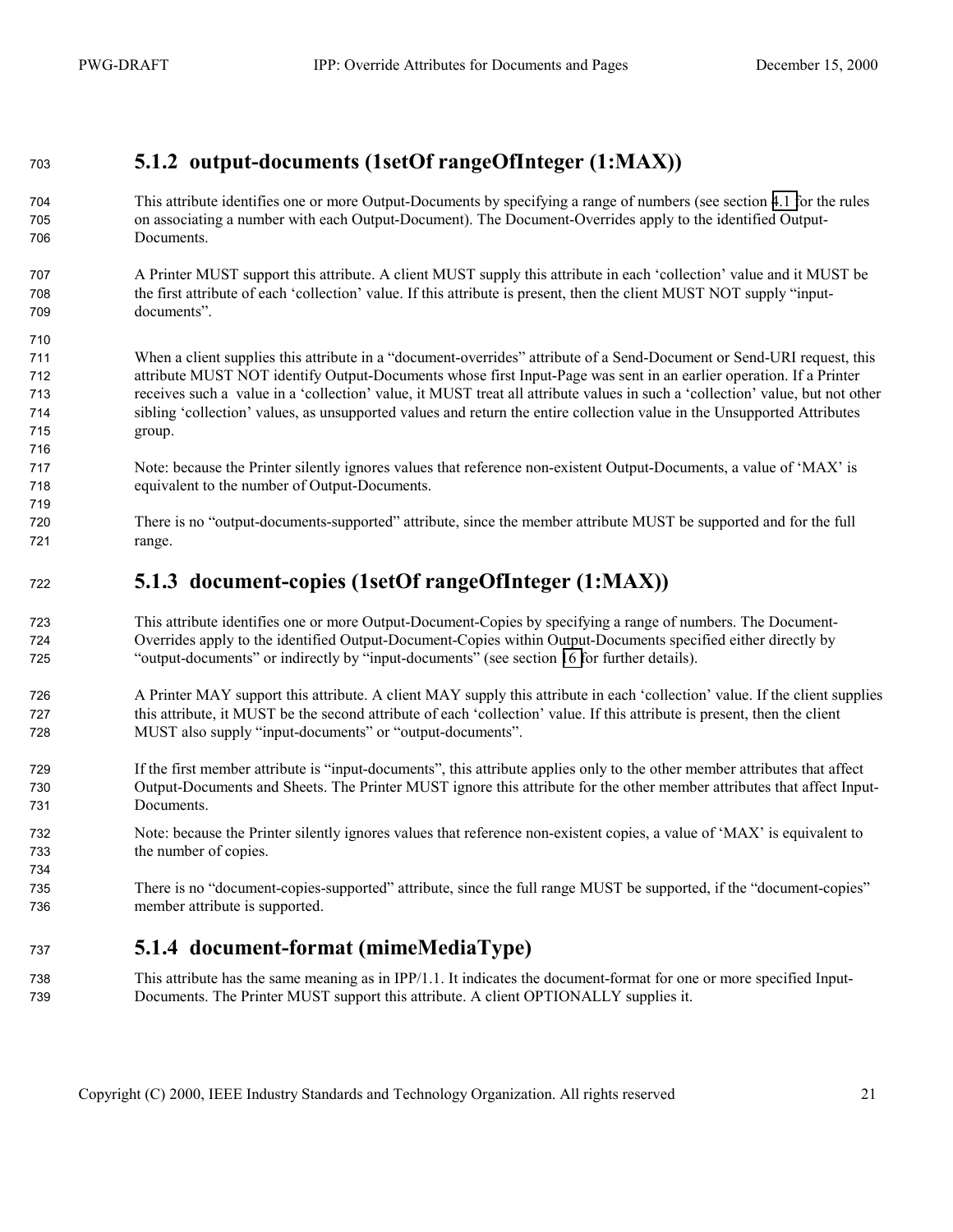### 5.1.2 output-documents (1setOf rangeOfInteger (1:MAX))

This attribute identifies one or more Output-Documents by specifying a range of numbers (see section 4.1 for the rules on associating a number with each Output-Document). The Document-Overrides apply to the identified Output-Documents.

A Printer MUST support this attribute. A client MUST supply this attribute in each 'collection' value and it MUST be the first attribute of each 'collection' value. If this attribute is present, then the client MUST NOT supply "input-documents".

When a client supplies this attribute in a "document-overrides" attribute of a Send-Document or Send-URI request, this attribute MUST NOT identify Output-Documents whose first Input-Page was sent in an earlier operation. If a Printer receives such a value in a 'collection' value, it MUST treat all attribute values in such a 'collection' value, but not other sibling 'collection' values, as unsupported values and return the entire collection value in the Unsupported Attributes group.

Note: because the Printer silently ignores values that reference non-existent Output-Documents, a value of 'MAX' is equivalent to the number of Output-Documents.

There is no "output-documents-supported" attribute, since the member attribute MUST be supported and for the full range.

### 5.1.3 document-copies (1setOf rangeOfInteger (1:MAX))

This attribute identifies one or more Output-Document-Copies by specifying a range of numbers. The Document-Overrides apply to the identified Output-Document-Copies within Output-Documents specified either directly by "output-documents" or indirectly by "input-documents" (see section 16 for further details).

A Printer MAY support this attribute. A client MAY supply this attribute in each 'collection' value. If the client supplies this attribute, it MUST be the second attribute of each 'collection' value. If this attribute is present, then the client MUST also supply "input-documents" or "output-documents".

If the first member attribute is "input-documents", this attribute applies only to the other member attributes that affect Output-Documents and Sheets. The Printer MUST ignore this attribute for the other member attributes that affect Input-Documents.

Note: because the Printer silently ignores values that reference non-existent copies, a value of 'MAX' is equivalent to the number of copies.

There is no "document-copies-supported" attribute, since the full range MUST be supported, if the "document-copies" member attribute is supported.

### 5.1.4 document-format (mimeMediaType)

This attribute has the same meaning as in IPP/1.1. It indicates the document-format for one or more specified Input-Documents. The Printer MUST support this attribute. A client OPTIONALLY supplies it.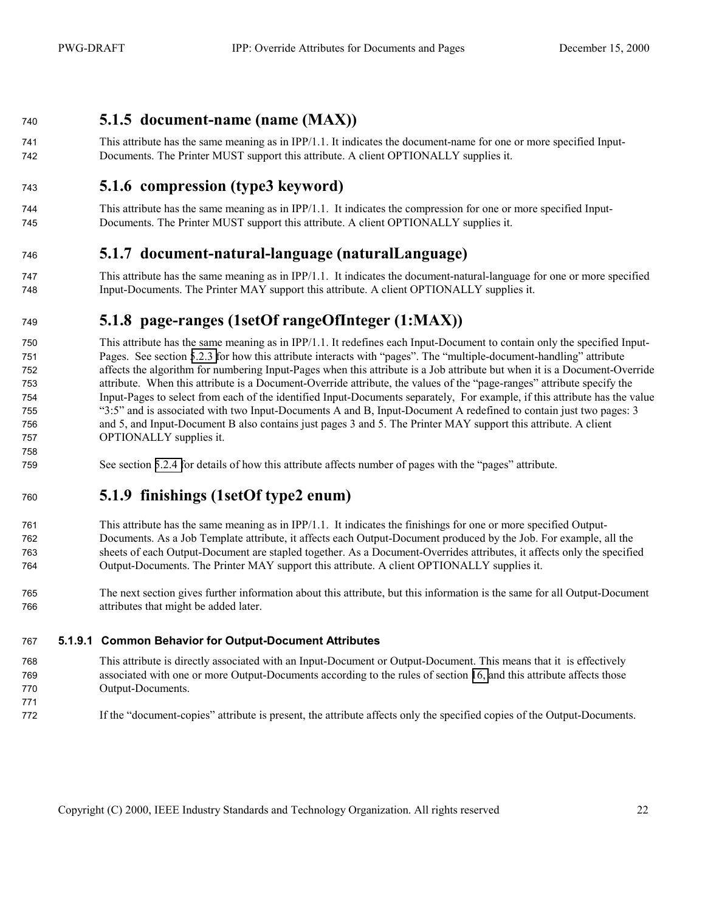### 5.1.5 document-name (name (MAX))

This attribute has the same meaning as in IPP/1.1. It indicates the document-name for one or more specified Input-Documents. The Printer MUST support this attribute. A client OPTIONALLY supplies it.

### 5.1.6 compression (type3 keyword)

This attribute has the same meaning as in IPP/1.1. It indicates the compression for one or more specified Input-Documents. The Printer MUST support this attribute. A client OPTIONALLY supplies it.

### 5.1.7 document-natural-language (naturalLanguage)

This attribute has the same meaning as in IPP/1.1. It indicates the document-natural-language for one or more specified Input-Documents. The Printer MAY support this attribute. A client OPTIONALLY supplies it.

### 5.1.8 page-ranges (1setOf rangeOfInteger (1:MAX))

This attribute has the same meaning as in IPP/1.1. It redefines each Input-Document to contain only the specified Input-Pages. See section 5.2.3 for how this attribute interacts with "pages". The "multiple-document-handling" attribute affects the algorithm for numbering Input-Pages when this attribute is a Job attribute but when it is a Document-Override attribute. When this attribute is a Document-Override attribute, the values of the "page-ranges" attribute specify the Input-Pages to select from each of the identified Input-Documents separately, For example, if this attribute has the value "3:5" and is associated with two Input-Documents A and B, Input-Document A redefined to contain just two pages: 3 and 5, and Input-Document B also contains just pages 3 and 5. The Printer MAY support this attribute. A client OPTIONALLY supplies it.

See section 5.2.4 for details of how this attribute affects number of pages with the "pages" attribute.

### 5.1.9 finishings (1setOf type2 enum)

This attribute has the same meaning as in IPP/1.1. It indicates the finishings for one or more specified Output-Documents. As a Job Template attribute, it affects each Output-Document produced by the Job. For example, all the sheets of each Output-Document are stapled together. As a Document-Overrides attributes, it affects only the specified Output-Documents. The Printer MAY support this attribute. A client OPTIONALLY supplies it.

The next section gives further information about this attribute, but this information is the same for all Output-Document attributes that might be added later.

#### 5.1.9.1 Common Behavior for Output-Document Attributes

This attribute is directly associated with an Input-Document or Output-Document. This means that it is effectively associated with one or more Output-Documents according to the rules of section 16, and this attribute affects those Output-Documents.

If the "document-copies" attribute is present, the attribute affects only the specified copies of the Output-Documents.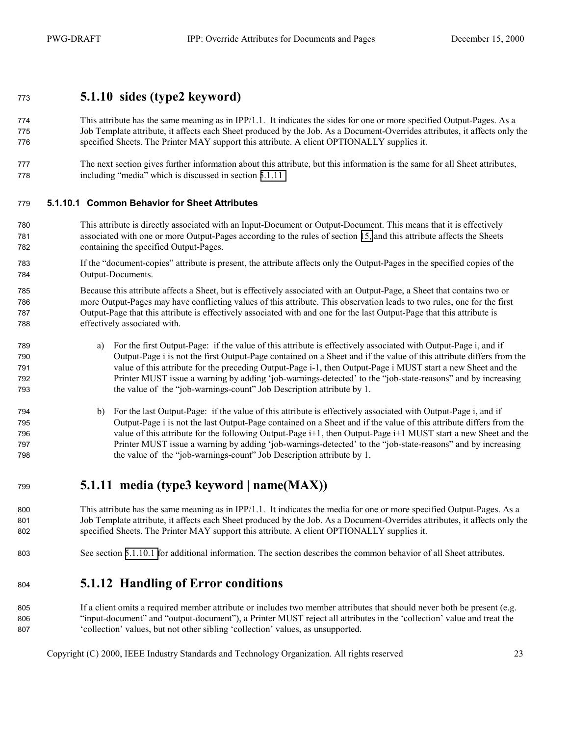### 5.1.10 sides (type2 keyword)

This attribute has the same meaning as in IPP/1.1. It indicates the sides for one or more specified Output-Pages. As a Job Template attribute, it affects each Sheet produced by the Job. As a Document-Overrides attributes, it affects only the specified Sheets. The Printer MAY support this attribute. A client OPTIONALLY supplies it.

The next section gives further information about this attribute, but this information is the same for all Sheet attributes, including "media" which is discussed in section 5.1.11 .

#### 5.1.10.1 Common Behavior for Sheet Attributes

This attribute is directly associated with an Input-Document or Output-Document. This means that it is effectively associated with one or more Output-Pages according to the rules of section 15, and this attribute affects the Sheets containing the specified Output-Pages.

If the "document-copies" attribute is present, the attribute affects only the Output-Pages in the specified copies of the Output-Documents.

Because this attribute affects a Sheet, but is effectively associated with an Output-Page, a Sheet that contains two or more Output-Pages may have conflicting values of this attribute. This observation leads to two rules, one for the first Output-Page that this attribute is effectively associated with and one for the last Output-Page that this attribute is effectively associated with.

a) For the first Output-Page: if the value of this attribute is effectively associated with Output-Page i, and if Output-Page i is not the first Output-Page contained on a Sheet and if the value of this attribute differs from the value of this attribute for the preceding Output-Page i-1, then Output-Page i MUST start a new Sheet and the Printer MUST issue a warning by adding 'job-warnings-detected' to the "job-state-reasons" and by increasing the value of the "job-warnings-count" Job Description attribute by 1.

b) For the last Output-Page: if the value of this attribute is effectively associated with Output-Page i, and if Output-Page i is not the last Output-Page contained on a Sheet and if the value of this attribute differs from the value of this attribute for the following Output-Page i+1, then Output-Page i+1 MUST start a new Sheet and the Printer MUST issue a warning by adding 'job-warnings-detected' to the "job-state-reasons" and by increasing the value of the "job-warnings-count" Job Description attribute by 1.

### 5.1.11 media (type3 keyword | name(MAX))

This attribute has the same meaning as in IPP/1.1. It indicates the media for one or more specified Output-Pages. As a Job Template attribute, it affects each Sheet produced by the Job. As a Document-Overrides attributes, it affects only the specified Sheets. The Printer MAY support this attribute. A client OPTIONALLY supplies it.

See section 5.1.10.1 for additional information. The section describes the common behavior of all Sheet attributes.

### 5.1.12 Handling of Error conditions

If a client omits a required member attribute or includes two member attributes that should never both be present (e.g. "input-document" and "output-document"), a Printer MUST reject all attributes in the 'collection' value and treat the 'collection' values, but not other sibling 'collection' values, as unsupported.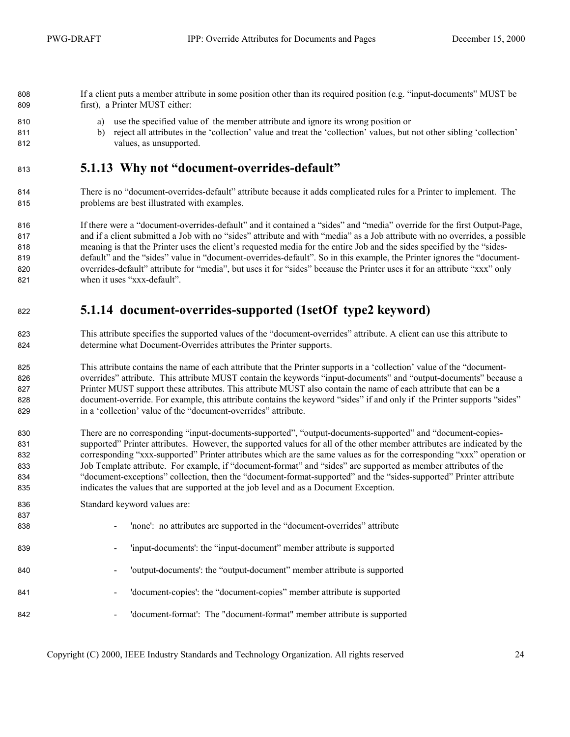If a client puts a member attribute in some position other than its required position (e.g. "input-documents" MUST be first), a Printer MUST either:

a) use the specified value of the member attribute and ignore its wrong position or
b) reject all attributes in the 'collection' value and treat the 'collection' values, but not other sibling 'collection' values, as unsupported.

### 5.1.13 Why not "document-overrides-default"

There is no "document-overrides-default" attribute because it adds complicated rules for a Printer to implement. The problems are best illustrated with examples.

If there were a "document-overrides-default" and it contained a "sides" and "media" override for the first Output-Page, and if a client submitted a Job with no "sides" attribute and with "media" as a Job attribute with no overrides, a possible meaning is that the Printer uses the client's requested media for the entire Job and the sides specified by the "sides-default" and the "sides" value in "document-overrides-default". So in this example, the Printer ignores the "document-overrides-default" attribute for "media", but uses it for "sides" because the Printer uses it for an attribute "xxx" only when it uses "xxx-default".

### 5.1.14 document-overrides-supported (1setOf type2 keyword)

This attribute specifies the supported values of the "document-overrides" attribute. A client can use this attribute to determine what Document-Overrides attributes the Printer supports.

This attribute contains the name of each attribute that the Printer supports in a 'collection' value of the "document-overrides" attribute. This attribute MUST contain the keywords "input-documents" and "output-documents" because a Printer MUST support these attributes. This attribute MUST also contain the name of each attribute that can be a document-override. For example, this attribute contains the keyword "sides" if and only if the Printer supports "sides" in a 'collection' value of the "document-overrides" attribute.

There are no corresponding "input-documents-supported", "output-documents-supported" and "document-copies-supported" Printer attributes. However, the supported values for all of the other member attributes are indicated by the corresponding "xxx-supported" Printer attributes which are the same values as for the corresponding "xxx" operation or Job Template attribute. For example, if "document-format" and "sides" are supported as member attributes of the "document-exceptions" collection, then the "document-format-supported" and the "sides-supported" Printer attribute indicates the values that are supported at the job level and as a Document Exception.

Standard keyword values are:

- 'none': no attributes are supported in the "document-overrides" attribute
- 'input-documents': the "input-document" member attribute is supported
- 'output-documents': the "output-document" member attribute is supported
- 'document-copies': the "document-copies" member attribute is supported
- 'document-format': The "document-format" member attribute is supported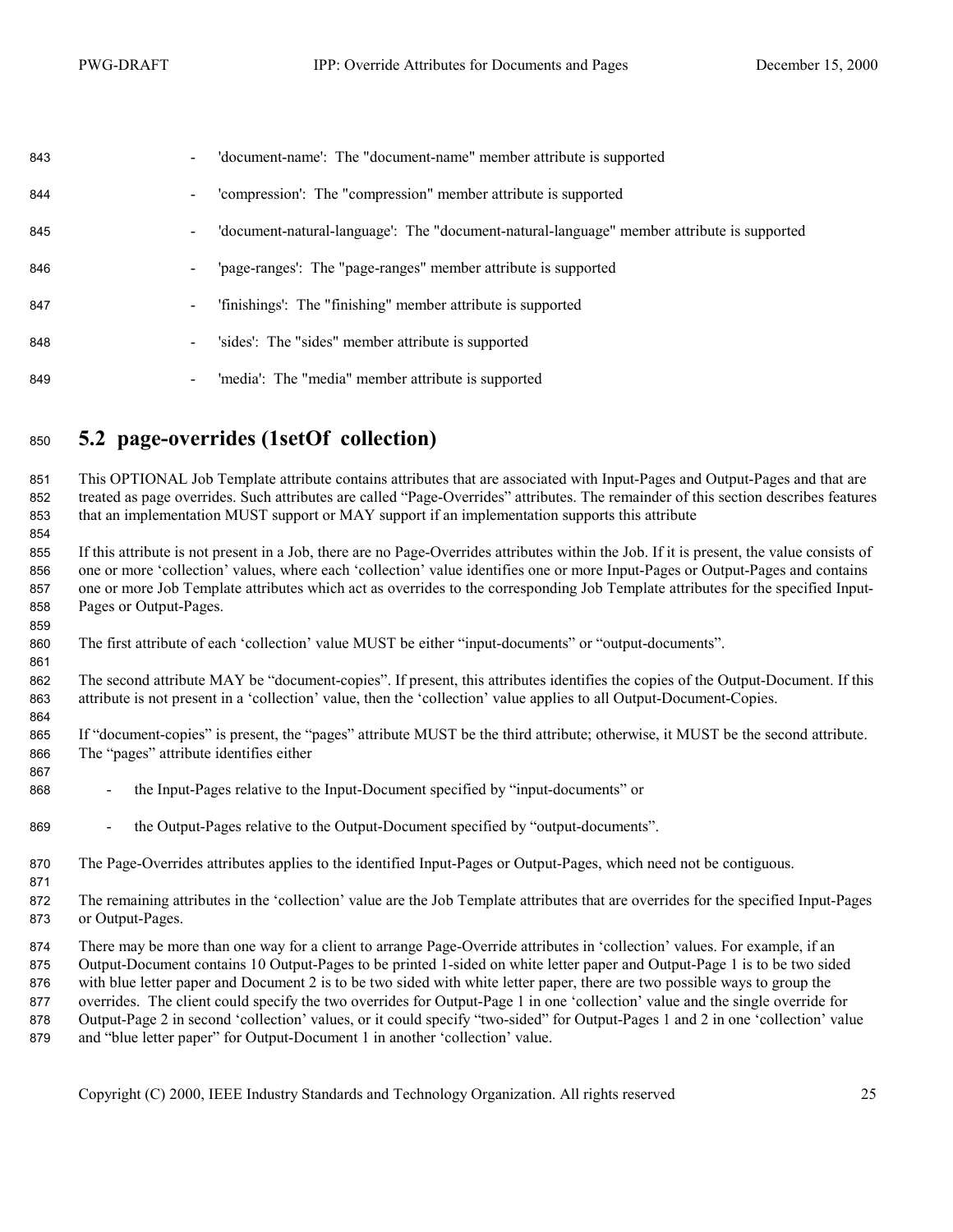- 'document-name': The "document-name" member attribute is supported
- 'compression': The "compression" member attribute is supported
- 'document-natural-language': The "document-natural-language" member attribute is supported
- 'page-ranges': The "page-ranges" member attribute is supported
- 'finishings': The "finishing" member attribute is supported
- 'sides': The "sides" member attribute is supported
- 'media': The "media" member attribute is supported

## 5.2 page-overrides (1setOf collection)

This OPTIONAL Job Template attribute contains attributes that are associated with Input-Pages and Output-Pages and that are treated as page overrides. Such attributes are called "Page-Overrides" attributes. The remainder of this section describes features that an implementation MUST support or MAY support if an implementation supports this attribute

If this attribute is not present in a Job, there are no Page-Overrides attributes within the Job. If it is present, the value consists of one or more 'collection' values, where each 'collection' value identifies one or more Input-Pages or Output-Pages and contains one or more Job Template attributes which act as overrides to the corresponding Job Template attributes for the specified Input-Pages or Output-Pages.

The first attribute of each 'collection' value MUST be either "input-documents" or "output-documents".

The second attribute MAY be "document-copies". If present, this attributes identifies the copies of the Output-Document. If this attribute is not present in a 'collection' value, then the 'collection' value applies to all Output-Document-Copies.

If "document-copies" is present, the "pages" attribute MUST be the third attribute; otherwise, it MUST be the second attribute. The "pages" attribute identifies either

- the Input-Pages relative to the Input-Document specified by "input-documents" or
- the Output-Pages relative to the Output-Document specified by "output-documents".

The Page-Overrides attributes applies to the identified Input-Pages or Output-Pages, which need not be contiguous.

The remaining attributes in the 'collection' value are the Job Template attributes that are overrides for the specified Input-Pages or Output-Pages.

There may be more than one way for a client to arrange Page-Override attributes in 'collection' values. For example, if an Output-Document contains 10 Output-Pages to be printed 1-sided on white letter paper and Output-Page 1 is to be two sided with blue letter paper and Document 2 is to be two sided with white letter paper, there are two possible ways to group the overrides. The client could specify the two overrides for Output-Page 1 in one 'collection' value and the single override for Output-Page 2 in second 'collection' values, or it could specify "two-sided" for Output-Pages 1 and 2 in one 'collection' value and "blue letter paper" for Output-Document 1 in another 'collection' value.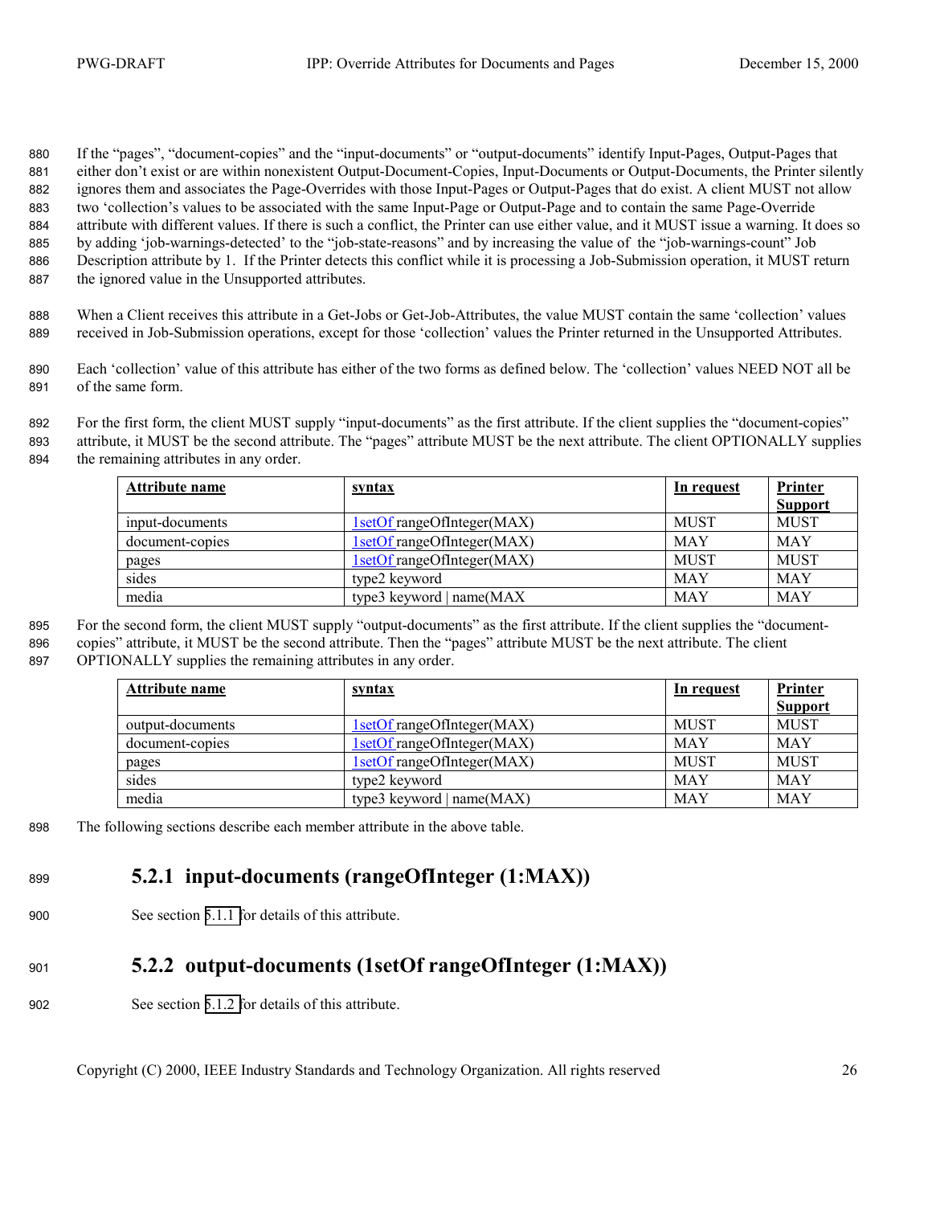If the "pages", "document-copies" and the "input-documents" or "output-documents" identify Input-Pages, Output-Pages that either don't exist or are within nonexistent Output-Document-Copies, Input-Documents or Output-Documents, the Printer silently ignores them and associates the Page-Overrides with those Input-Pages or Output-Pages that do exist. A client MUST not allow two 'collection's values to be associated with the same Input-Page or Output-Page and to contain the same Page-Override attribute with different values. If there is such a conflict, the Printer can use either value, and it MUST issue a warning. It does so by adding 'job-warnings-detected' to the "job-state-reasons" and by increasing the value of the "job-warnings-count" Job Description attribute by 1. If the Printer detects this conflict while it is processing a Job-Submission operation, it MUST return the ignored value in the Unsupported attributes.

When a Client receives this attribute in a Get-Jobs or Get-Job-Attributes, the value MUST contain the same 'collection' values received in Job-Submission operations, except for those 'collection' values the Printer returned in the Unsupported Attributes.

Each 'collection' value of this attribute has either of the two forms as defined below. The 'collection' values NEED NOT all be of the same form.

For the first form, the client MUST supply "input-documents" as the first attribute. If the client supplies the "document-copies" attribute, it MUST be the second attribute. The "pages" attribute MUST be the next attribute. The client OPTIONALLY supplies the remaining attributes in any order.

| Attribute name | syntax | In request | Printer Support |
|---|---|---|---|
| input-documents | 1setOf rangeOfInteger(MAX) | MUST | MUST |
| document-copies | 1setOf rangeOfInteger(MAX) | MAY | MAY |
| pages | 1setOf rangeOfInteger(MAX) | MUST | MUST |
| sides | type2 keyword | MAY | MAY |
| media | type3 keyword \| name(MAX | MAY | MAY |

For the second form, the client MUST supply "output-documents" as the first attribute. If the client supplies the "document-copies" attribute, it MUST be the second attribute. Then the "pages" attribute MUST be the next attribute. The client OPTIONALLY supplies the remaining attributes in any order.

| Attribute name | syntax | In request | Printer Support |
|---|---|---|---|
| output-documents | 1setOf rangeOfInteger(MAX) | MUST | MUST |
| document-copies | 1setOf rangeOfInteger(MAX) | MAY | MAY |
| pages | 1setOf rangeOfInteger(MAX) | MUST | MUST |
| sides | type2 keyword | MAY | MAY |
| media | type3 keyword \| name(MAX) | MAY | MAY |

The following sections describe each member attribute in the above table.

### 5.2.1 input-documents (rangeOfInteger (1:MAX))

See section 5.1.1 for details of this attribute.

### 5.2.2 output-documents (1setOf rangeOfInteger (1:MAX))

See section 5.1.2 for details of this attribute.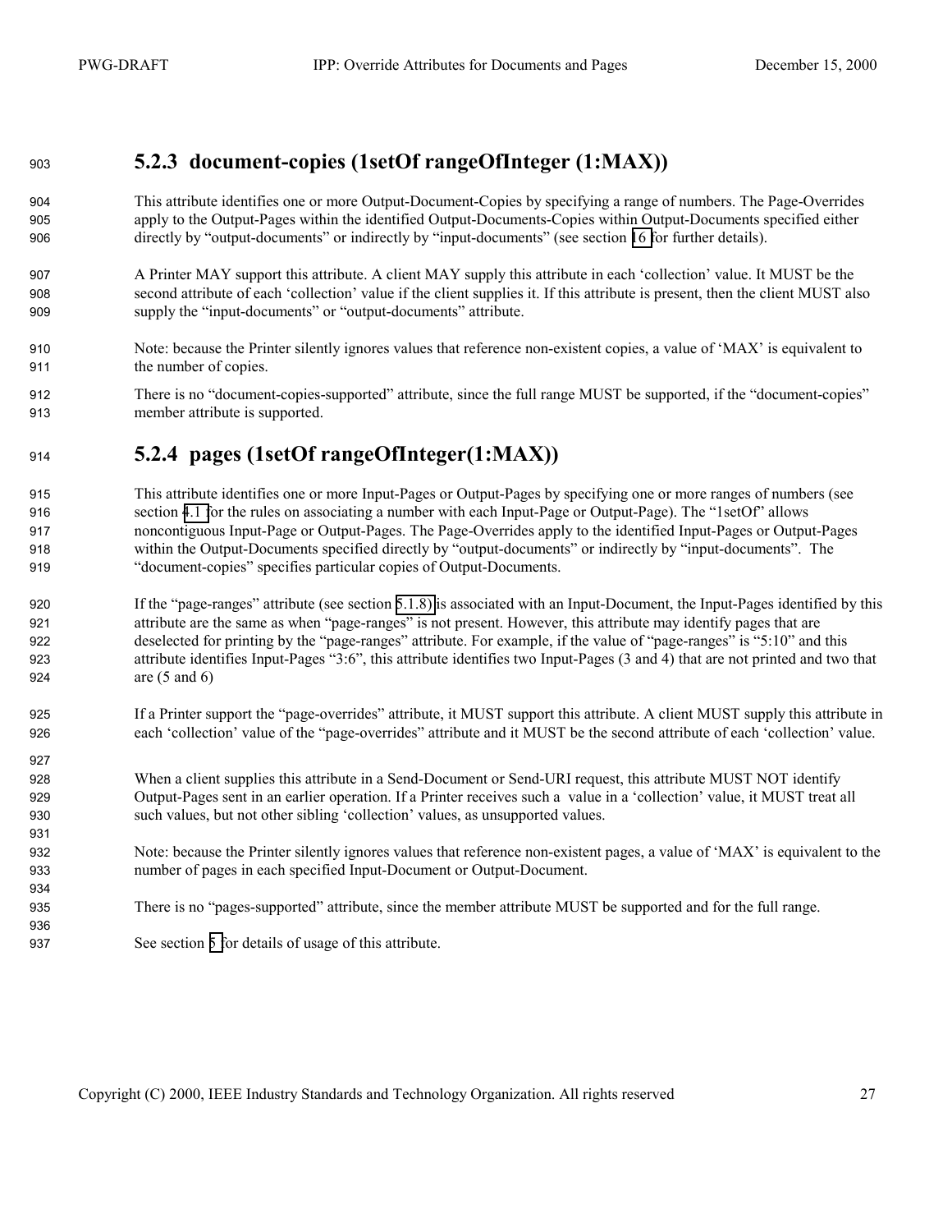### 5.2.3 document-copies (1setOf rangeOfInteger (1:MAX))

This attribute identifies one or more Output-Document-Copies by specifying a range of numbers. The Page-Overrides apply to the Output-Pages within the identified Output-Documents-Copies within Output-Documents specified either directly by "output-documents" or indirectly by "input-documents" (see section 16 for further details).

A Printer MAY support this attribute. A client MAY supply this attribute in each 'collection' value. It MUST be the second attribute of each 'collection' value if the client supplies it. If this attribute is present, then the client MUST also supply the "input-documents" or "output-documents" attribute.

Note: because the Printer silently ignores values that reference non-existent copies, a value of 'MAX' is equivalent to the number of copies.

There is no "document-copies-supported" attribute, since the full range MUST be supported, if the "document-copies" member attribute is supported.

### 5.2.4 pages (1setOf rangeOfInteger(1:MAX))

This attribute identifies one or more Input-Pages or Output-Pages by specifying one or more ranges of numbers (see section 4.1 for the rules on associating a number with each Input-Page or Output-Page). The "1setOf" allows noncontiguous Input-Page or Output-Pages. The Page-Overrides apply to the identified Input-Pages or Output-Pages within the Output-Documents specified directly by "output-documents" or indirectly by "input-documents". The "document-copies" specifies particular copies of Output-Documents.

If the "page-ranges" attribute (see section 5.1.8) is associated with an Input-Document, the Input-Pages identified by this attribute are the same as when "page-ranges" is not present. However, this attribute may identify pages that are deselected for printing by the "page-ranges" attribute. For example, if the value of "page-ranges" is "5:10" and this attribute identifies Input-Pages "3:6", this attribute identifies two Input-Pages (3 and 4) that are not printed and two that are (5 and 6)

If a Printer support the "page-overrides" attribute, it MUST support this attribute. A client MUST supply this attribute in each 'collection' value of the "page-overrides" attribute and it MUST be the second attribute of each 'collection' value.

When a client supplies this attribute in a Send-Document or Send-URI request, this attribute MUST NOT identify Output-Pages sent in an earlier operation. If a Printer receives such a value in a 'collection' value, it MUST treat all such values, but not other sibling 'collection' values, as unsupported values.

Note: because the Printer silently ignores values that reference non-existent pages, a value of 'MAX' is equivalent to the number of pages in each specified Input-Document or Output-Document.

There is no "pages-supported" attribute, since the member attribute MUST be supported and for the full range.

See section 5 for details of usage of this attribute.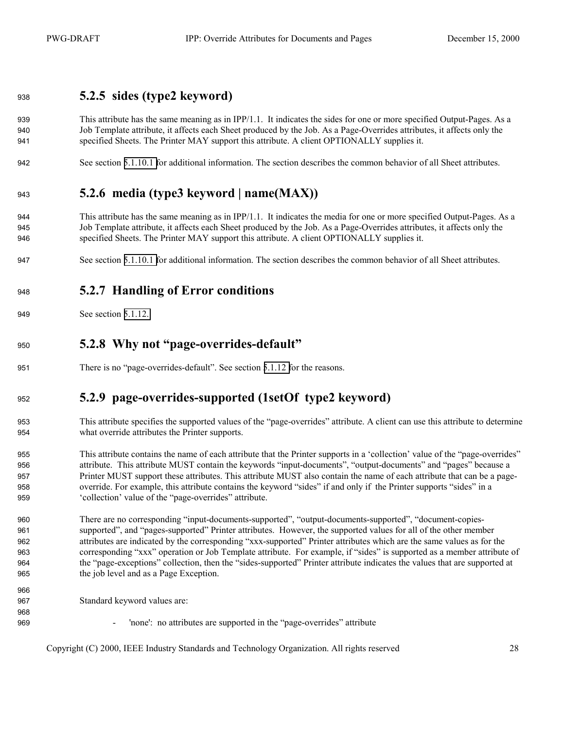### 5.2.5 sides (type2 keyword)

This attribute has the same meaning as in IPP/1.1. It indicates the sides for one or more specified Output-Pages. As a Job Template attribute, it affects each Sheet produced by the Job. As a Page-Overrides attributes, it affects only the specified Sheets. The Printer MAY support this attribute. A client OPTIONALLY supplies it.

See section 5.1.10.1 for additional information. The section describes the common behavior of all Sheet attributes.

### 5.2.6 media (type3 keyword | name(MAX))

This attribute has the same meaning as in IPP/1.1. It indicates the media for one or more specified Output-Pages. As a Job Template attribute, it affects each Sheet produced by the Job. As a Page-Overrides attributes, it affects only the specified Sheets. The Printer MAY support this attribute. A client OPTIONALLY supplies it.

See section 5.1.10.1 for additional information. The section describes the common behavior of all Sheet attributes.

### 5.2.7 Handling of Error conditions

See section 5.1.12.

### 5.2.8 Why not "page-overrides-default"

There is no "page-overrides-default". See section 5.1.12 for the reasons.

### 5.2.9 page-overrides-supported (1setOf type2 keyword)

This attribute specifies the supported values of the "page-overrides" attribute. A client can use this attribute to determine what override attributes the Printer supports.

This attribute contains the name of each attribute that the Printer supports in a 'collection' value of the "page-overrides" attribute. This attribute MUST contain the keywords "input-documents", "output-documents" and "pages" because a Printer MUST support these attributes. This attribute MUST also contain the name of each attribute that can be a page-override. For example, this attribute contains the keyword "sides" if and only if the Printer supports "sides" in a 'collection' value of the "page-overrides" attribute.

There are no corresponding "input-documents-supported", "output-documents-supported", "document-copies-supported", and "pages-supported" Printer attributes. However, the supported values for all of the other member attributes are indicated by the corresponding "xxx-supported" Printer attributes which are the same values as for the corresponding "xxx" operation or Job Template attribute. For example, if "sides" is supported as a member attribute of the "page-exceptions" collection, then the "sides-supported" Printer attribute indicates the values that are supported at the job level and as a Page Exception.

Standard keyword values are:

- 'none': no attributes are supported in the "page-overrides" attribute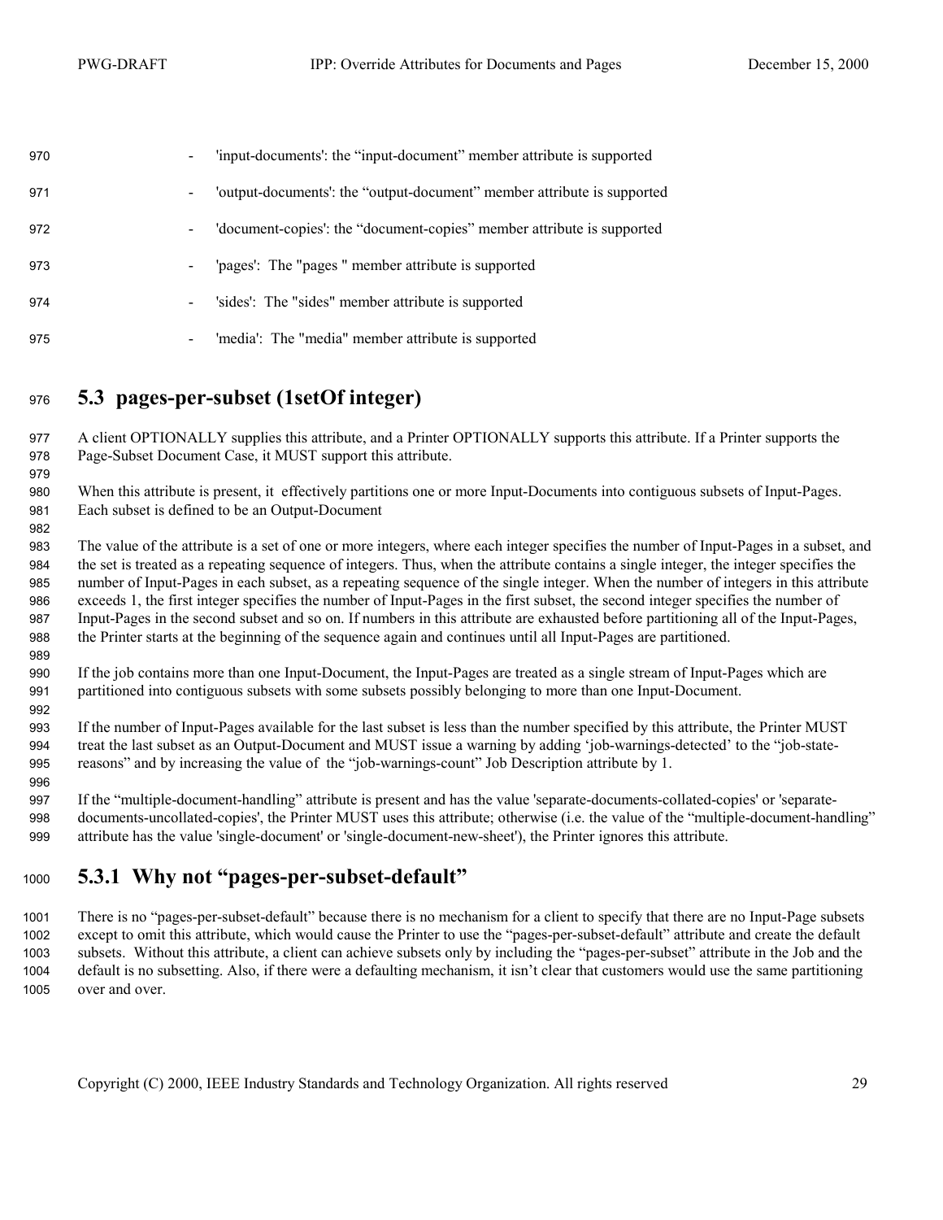- 'input-documents': the “input-document” member attribute is supported
- 'output-documents': the “output-document” member attribute is supported
- 'document-copies': the “document-copies” member attribute is supported
- 'pages': The "pages " member attribute is supported
- 'sides': The "sides" member attribute is supported
- 'media': The "media" member attribute is supported

## 5.3 pages-per-subset (1setOf integer)

A client OPTIONALLY supplies this attribute, and a Printer OPTIONALLY supports this attribute. If a Printer supports the Page-Subset Document Case, it MUST support this attribute.

When this attribute is present, it effectively partitions one or more Input-Documents into contiguous subsets of Input-Pages. Each subset is defined to be an Output-Document

The value of the attribute is a set of one or more integers, where each integer specifies the number of Input-Pages in a subset, and the set is treated as a repeating sequence of integers. Thus, when the attribute contains a single integer, the integer specifies the number of Input-Pages in each subset, as a repeating sequence of the single integer. When the number of integers in this attribute exceeds 1, the first integer specifies the number of Input-Pages in the first subset, the second integer specifies the number of Input-Pages in the second subset and so on. If numbers in this attribute are exhausted before partitioning all of the Input-Pages, the Printer starts at the beginning of the sequence again and continues until all Input-Pages are partitioned.

If the job contains more than one Input-Document, the Input-Pages are treated as a single stream of Input-Pages which are partitioned into contiguous subsets with some subsets possibly belonging to more than one Input-Document.

If the number of Input-Pages available for the last subset is less than the number specified by this attribute, the Printer MUST treat the last subset as an Output-Document and MUST issue a warning by adding ‘job-warnings-detected’ to the “job-state-reasons” and by increasing the value of the “job-warnings-count” Job Description attribute by 1.

If the “multiple-document-handling” attribute is present and has the value 'separate-documents-collated-copies' or 'separate-documents-uncollated-copies', the Printer MUST uses this attribute; otherwise (i.e. the value of the “multiple-document-handling” attribute has the value 'single-document' or 'single-document-new-sheet'), the Printer ignores this attribute.

### 5.3.1 Why not “pages-per-subset-default”

There is no “pages-per-subset-default” because there is no mechanism for a client to specify that there are no Input-Page subsets except to omit this attribute, which would cause the Printer to use the “pages-per-subset-default” attribute and create the default subsets. Without this attribute, a client can achieve subsets only by including the “pages-per-subset” attribute in the Job and the default is no subsetting. Also, if there were a defaulting mechanism, it isn’t clear that customers would use the same partitioning over and over.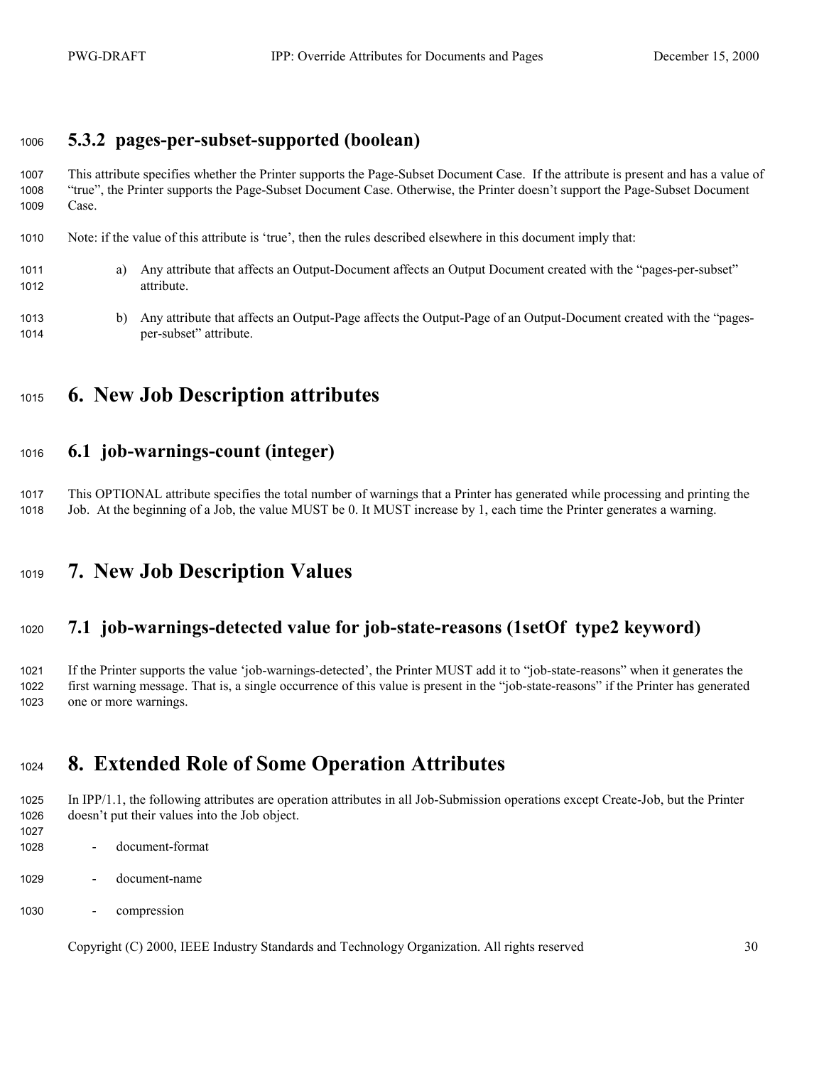### 5.3.2 pages-per-subset-supported (boolean)

This attribute specifies whether the Printer supports the Page-Subset Document Case. If the attribute is present and has a value of "true", the Printer supports the Page-Subset Document Case. Otherwise, the Printer doesn't support the Page-Subset Document Case.

Note: if the value of this attribute is 'true', then the rules described elsewhere in this document imply that:

a) Any attribute that affects an Output-Document affects an Output Document created with the "pages-per-subset" attribute.

b) Any attribute that affects an Output-Page affects the Output-Page of an Output-Document created with the "pages-per-subset" attribute.

# 6. New Job Description attributes

## 6.1 job-warnings-count (integer)

This OPTIONAL attribute specifies the total number of warnings that a Printer has generated while processing and printing the Job. At the beginning of a Job, the value MUST be 0. It MUST increase by 1, each time the Printer generates a warning.

# 7. New Job Description Values

## 7.1 job-warnings-detected value for job-state-reasons (1setOf type2 keyword)

If the Printer supports the value 'job-warnings-detected', the Printer MUST add it to "job-state-reasons" when it generates the first warning message. That is, a single occurrence of this value is present in the "job-state-reasons" if the Printer has generated one or more warnings.

# 8. Extended Role of Some Operation Attributes

In IPP/1.1, the following attributes are operation attributes in all Job-Submission operations except Create-Job, but the Printer doesn't put their values into the Job object.

- document-format
- document-name
- compression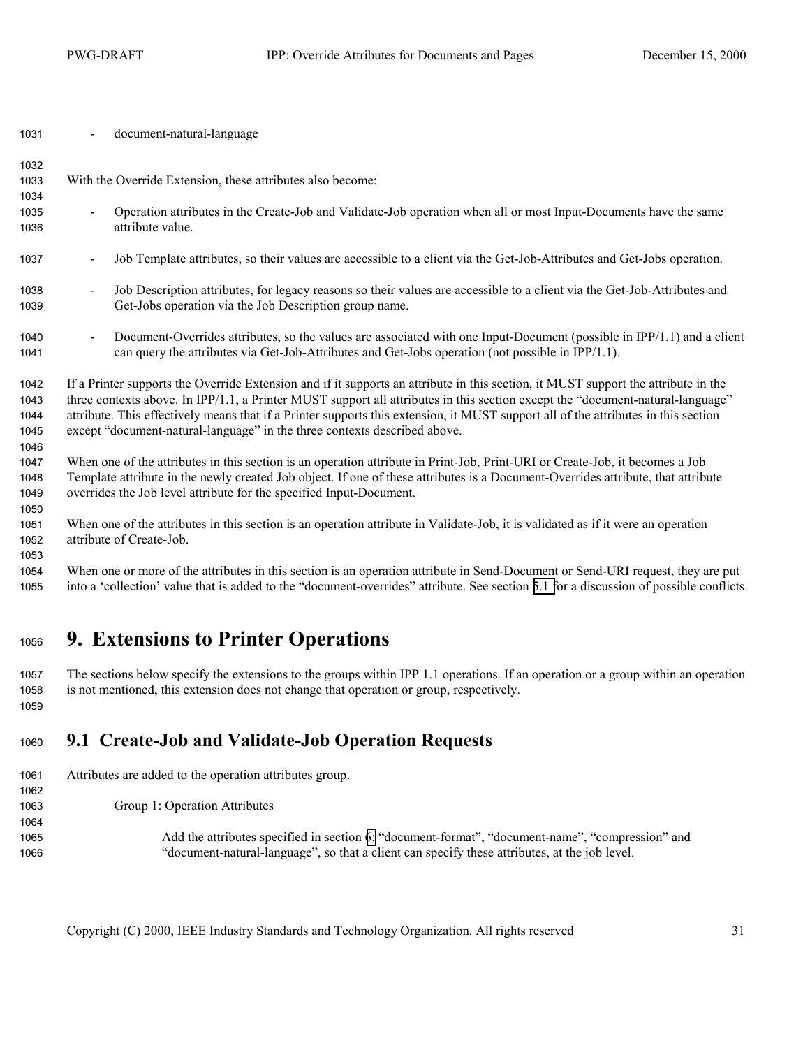- document-natural-language

With the Override Extension, these attributes also become:

- Operation attributes in the Create-Job and Validate-Job operation when all or most Input-Documents have the same attribute value.
- Job Template attributes, so their values are accessible to a client via the Get-Job-Attributes and Get-Jobs operation.
- Job Description attributes, for legacy reasons so their values are accessible to a client via the Get-Job-Attributes and Get-Jobs operation via the Job Description group name.
- Document-Overrides attributes, so the values are associated with one Input-Document (possible in IPP/1.1) and a client can query the attributes via Get-Job-Attributes and Get-Jobs operation (not possible in IPP/1.1).

If a Printer supports the Override Extension and if it supports an attribute in this section, it MUST support the attribute in the three contexts above. In IPP/1.1, a Printer MUST support all attributes in this section except the "document-natural-language" attribute. This effectively means that if a Printer supports this extension, it MUST support all of the attributes in this section except "document-natural-language" in the three contexts described above.

When one of the attributes in this section is an operation attribute in Print-Job, Print-URI or Create-Job, it becomes a Job Template attribute in the newly created Job object. If one of these attributes is a Document-Overrides attribute, that attribute overrides the Job level attribute for the specified Input-Document.

When one of the attributes in this section is an operation attribute in Validate-Job, it is validated as if it were an operation attribute of Create-Job.

When one or more of the attributes in this section is an operation attribute in Send-Document or Send-URI request, they are put into a 'collection' value that is added to the "document-overrides" attribute. See section 5.1 for a discussion of possible conflicts.

# 9. Extensions to Printer Operations

The sections below specify the extensions to the groups within IPP 1.1 operations. If an operation or a group within an operation is not mentioned, this extension does not change that operation or group, respectively.

## 9.1 Create-Job and Validate-Job Operation Requests

Attributes are added to the operation attributes group.

Group 1: Operation Attributes

Add the attributes specified in section 6: "document-format", "document-name", "compression" and "document-natural-language", so that a client can specify these attributes, at the job level.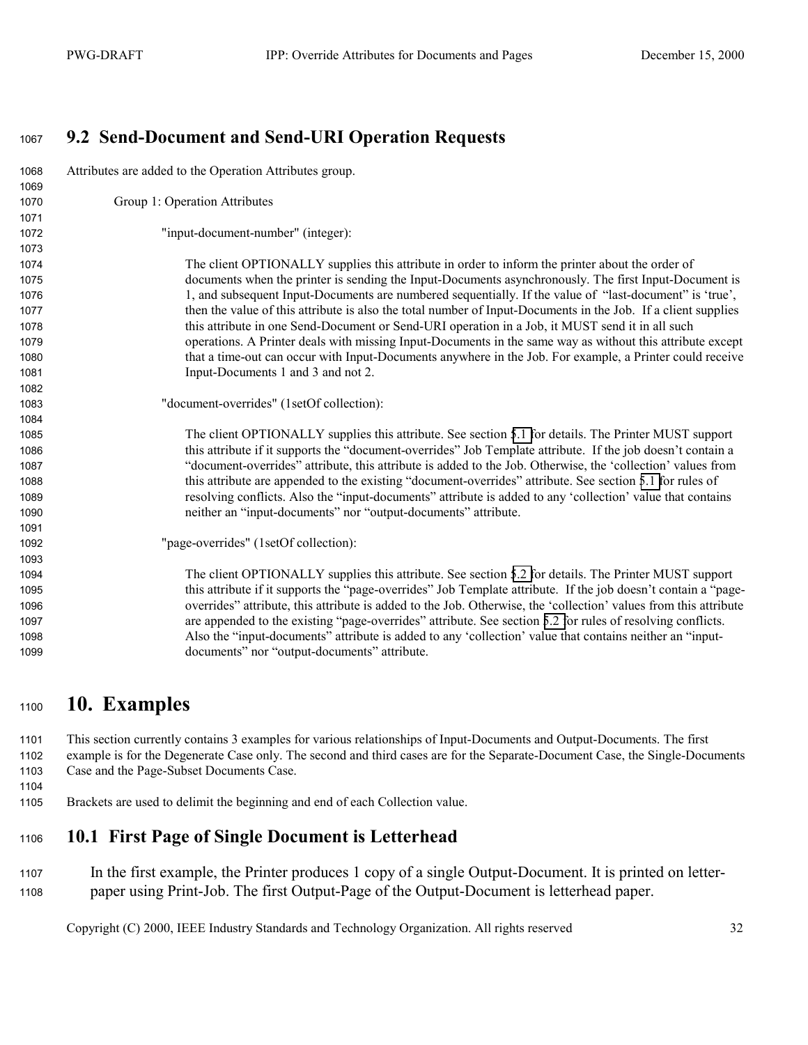## 9.2 Send-Document and Send-URI Operation Requests

Attributes are added to the Operation Attributes group.

Group 1: Operation Attributes

"input-document-number" (integer):

The client OPTIONALLY supplies this attribute in order to inform the printer about the order of documents when the printer is sending the Input-Documents asynchronously. The first Input-Document is 1, and subsequent Input-Documents are numbered sequentially. If the value of "last-document" is 'true', then the value of this attribute is also the total number of Input-Documents in the Job. If a client supplies this attribute in one Send-Document or Send-URI operation in a Job, it MUST send it in all such operations. A Printer deals with missing Input-Documents in the same way as without this attribute except that a time-out can occur with Input-Documents anywhere in the Job. For example, a Printer could receive Input-Documents 1 and 3 and not 2.

"document-overrides" (1setOf collection):

The client OPTIONALLY supplies this attribute. See section 5.1 for details. The Printer MUST support this attribute if it supports the "document-overrides" Job Template attribute. If the job doesn't contain a "document-overrides" attribute, this attribute is added to the Job. Otherwise, the 'collection' values from this attribute are appended to the existing "document-overrides" attribute. See section 5.1 for rules of resolving conflicts. Also the "input-documents" attribute is added to any 'collection' value that contains neither an "input-documents" nor "output-documents" attribute.

"page-overrides" (1setOf collection):

The client OPTIONALLY supplies this attribute. See section 5.2 for details. The Printer MUST support this attribute if it supports the "page-overrides" Job Template attribute. If the job doesn't contain a "page-overrides" attribute, this attribute is added to the Job. Otherwise, the 'collection' values from this attribute are appended to the existing "page-overrides" attribute. See section 5.2 for rules of resolving conflicts. Also the "input-documents" attribute is added to any 'collection' value that contains neither an "input-documents" nor "output-documents" attribute.

# 10. Examples

This section currently contains 3 examples for various relationships of Input-Documents and Output-Documents. The first example is for the Degenerate Case only. The second and third cases are for the Separate-Document Case, the Single-Documents Case and the Page-Subset Documents Case.

Brackets are used to delimit the beginning and end of each Collection value.

## 10.1 First Page of Single Document is Letterhead

In the first example, the Printer produces 1 copy of a single Output-Document. It is printed on letter-paper using Print-Job. The first Output-Page of the Output-Document is letterhead paper.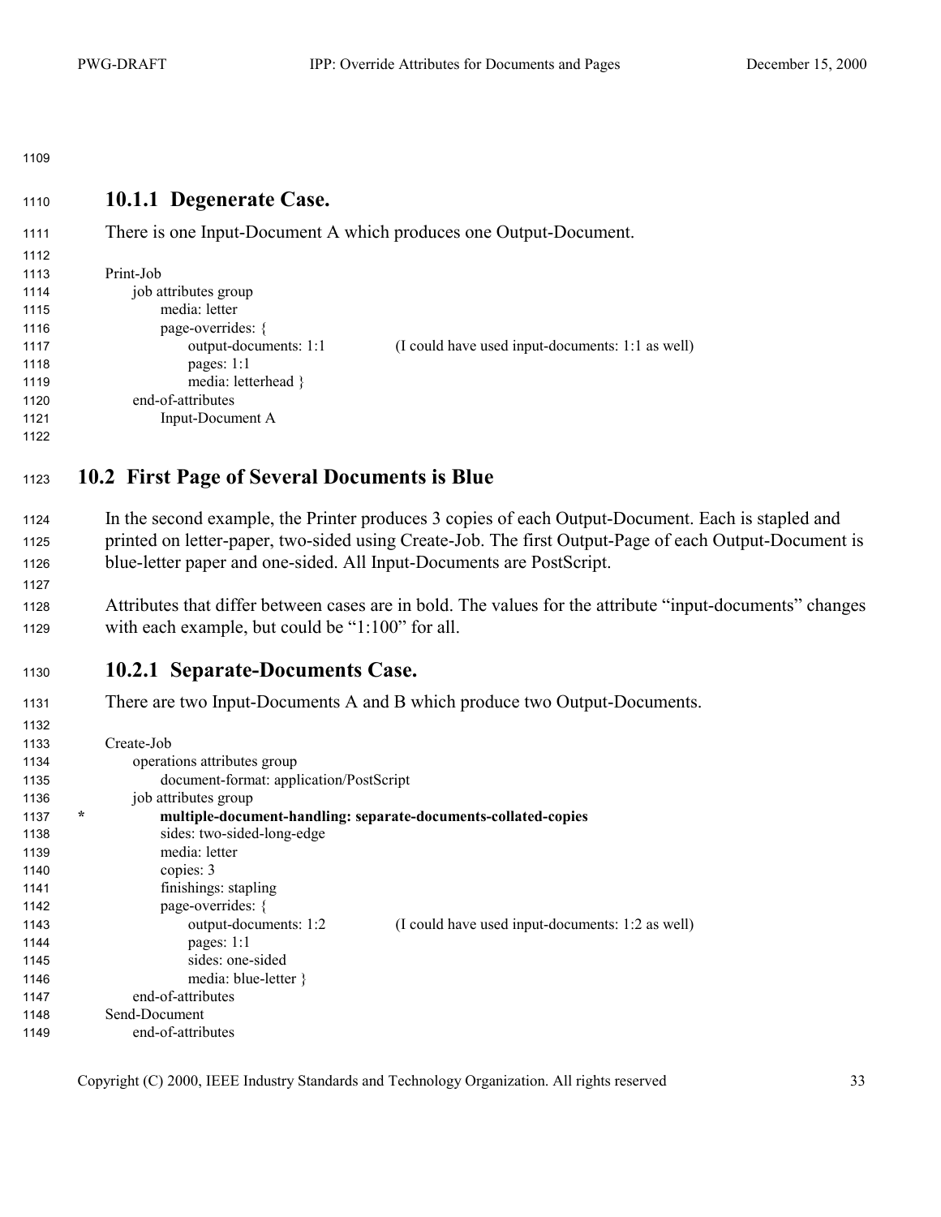### 10.1.1 Degenerate Case.

There is one Input-Document A which produces one Output-Document.

```
Print-Job
    job attributes group
        media: letter
        page-overrides: {
            output-documents: 1:1          (I could have used input-documents: 1:1 as well)
            pages: 1:1
            media: letterhead }
    end-of-attributes
        Input-Document A
```

## 10.2 First Page of Several Documents is Blue

In the second example, the Printer produces 3 copies of each Output-Document. Each is stapled and printed on letter-paper, two-sided using Create-Job. The first Output-Page of each Output-Document is blue-letter paper and one-sided. All Input-Documents are PostScript.

Attributes that differ between cases are in bold. The values for the attribute "input-documents" changes with each example, but could be "1:100" for all.

### 10.2.1 Separate-Documents Case.

There are two Input-Documents A and B which produce two Output-Documents.

```
Create-Job
    operations attributes group
        document-format: application/PostScript
    job attributes group
*       multiple-document-handling: separate-documents-collated-copies
        sides: two-sided-long-edge
        media: letter
        copies: 3
        finishings: stapling
        page-overrides: {
            output-documents: 1:2          (I could have used input-documents: 1:2 as well)
            pages: 1:1
            sides: one-sided
            media: blue-letter }
    end-of-attributes
Send-Document
    end-of-attributes
```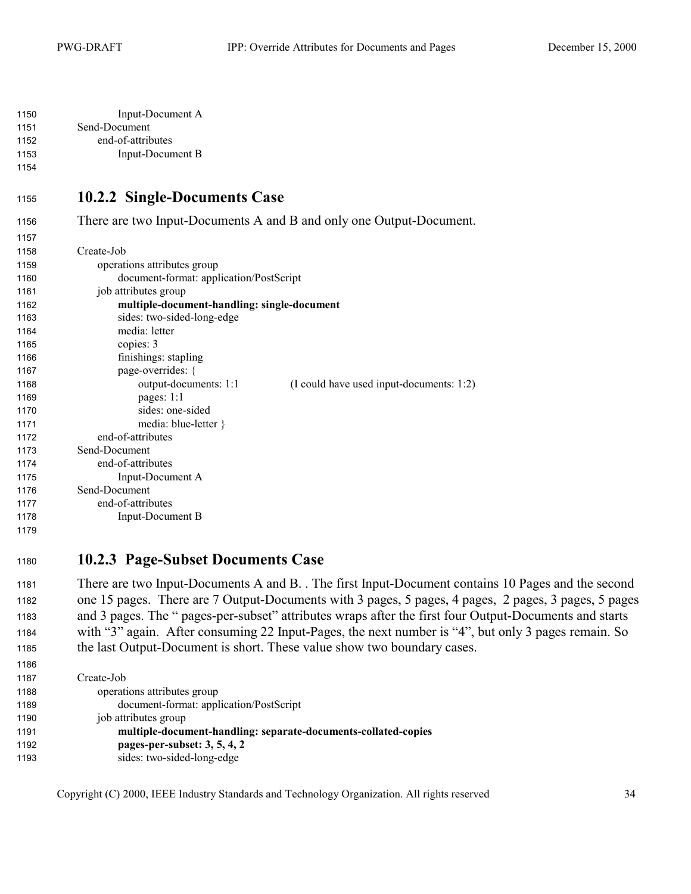```
        Input-Document A
Send-Document
    end-of-attributes
        Input-Document B
```

### 10.2.2 Single-Documents Case

There are two Input-Documents A and B and only one Output-Document.

```
Create-Job
    operations attributes group
        document-format: application/PostScript
    job attributes group
        multiple-document-handling: single-document
        sides: two-sided-long-edge
        media: letter
        copies: 3
        finishings: stapling
        page-overrides: {
            output-documents: 1:1          (I could have used input-documents: 1:2)
            pages: 1:1
            sides: one-sided
            media: blue-letter }
    end-of-attributes
Send-Document
    end-of-attributes
        Input-Document A
Send-Document
    end-of-attributes
        Input-Document B
```

### 10.2.3 Page-Subset Documents Case

There are two Input-Documents A and B. . The first Input-Document contains 10 Pages and the second one 15 pages. There are 7 Output-Documents with 3 pages, 5 pages, 4 pages, 2 pages, 3 pages, 5 pages and 3 pages. The " pages-per-subset" attributes wraps after the first four Output-Documents and starts with "3" again. After consuming 22 Input-Pages, the next number is "4", but only 3 pages remain. So the last Output-Document is short. These value show two boundary cases.

```
Create-Job
    operations attributes group
        document-format: application/PostScript
    job attributes group
        multiple-document-handling: separate-documents-collated-copies
        pages-per-subset: 3, 5, 4, 2
        sides: two-sided-long-edge
```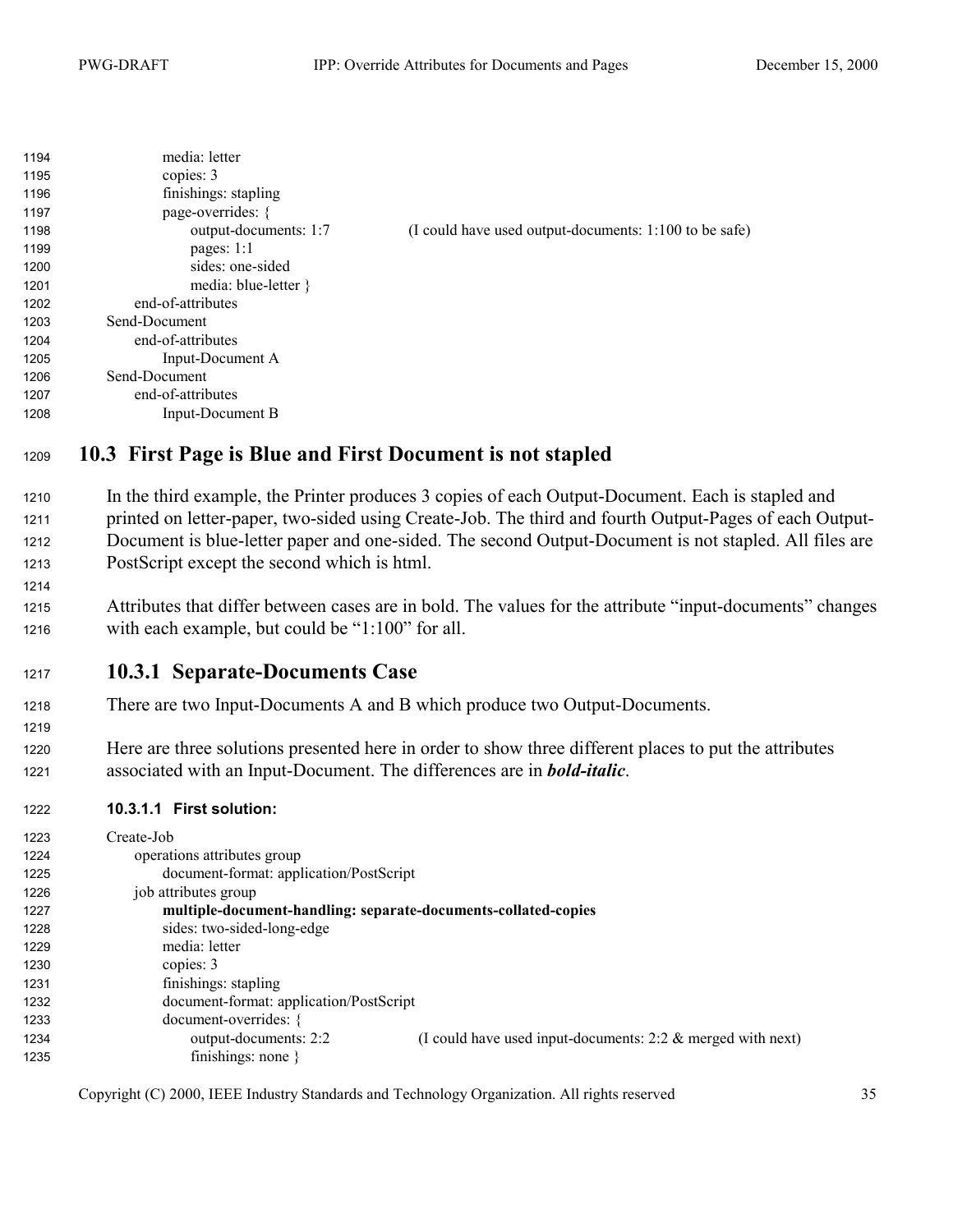```
            media: letter
            copies: 3
            finishings: stapling
            page-overrides: {
                output-documents: 1:7          (I could have used output-documents: 1:100 to be safe)
                pages: 1:1
                sides: one-sided
                media: blue-letter }
        end-of-attributes
    Send-Document
        end-of-attributes
            Input-Document A
    Send-Document
        end-of-attributes
            Input-Document B
```

## 10.3 First Page is Blue and First Document is not stapled

In the third example, the Printer produces 3 copies of each Output-Document. Each is stapled and printed on letter-paper, two-sided using Create-Job. The third and fourth Output-Pages of each Output-Document is blue-letter paper and one-sided. The second Output-Document is not stapled. All files are PostScript except the second which is html.

Attributes that differ between cases are in bold. The values for the attribute "input-documents" changes with each example, but could be "1:100" for all.

### 10.3.1 Separate-Documents Case

There are two Input-Documents A and B which produce two Output-Documents.

Here are three solutions presented here in order to show three different places to put the attributes associated with an Input-Document. The differences are in ***bold-italic***.

#### 10.3.1.1 First solution:

```
Create-Job
    operations attributes group
        document-format: application/PostScript
    job attributes group
        multiple-document-handling: separate-documents-collated-copies
        sides: two-sided-long-edge
        media: letter
        copies: 3
        finishings: stapling
        document-format: application/PostScript
        document-overrides: {
            output-documents: 2:2          (I could have used input-documents: 2:2 & merged with next)
            finishings: none }
```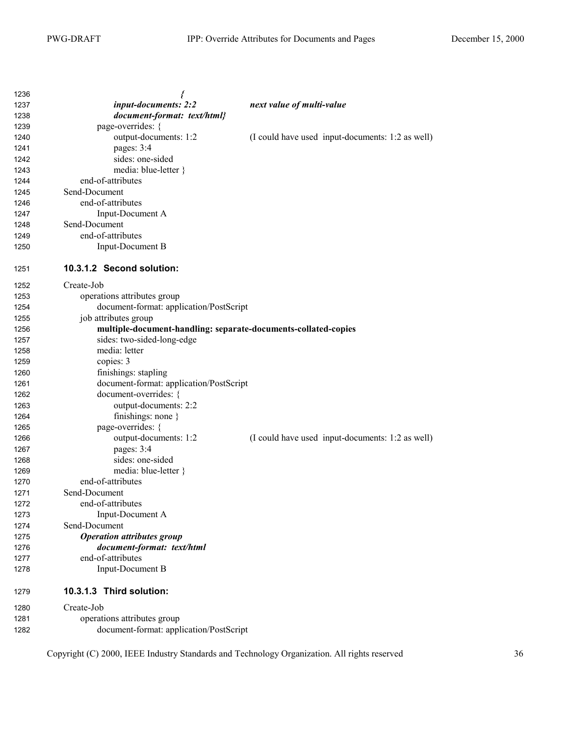```
                {
            input-documents: 2:2            next value of multi-value
            document-format:  text/html}
        page-overrides: {
            output-documents: 1:2           (I could have used  input-documents: 1:2 as well)
            pages: 3:4
            sides: one-sided
            media: blue-letter }
    end-of-attributes
Send-Document
    end-of-attributes
        Input-Document A
Send-Document
    end-of-attributes
        Input-Document B
```

#### 10.3.1.2 Second solution:

```
Create-Job
    operations attributes group
        document-format: application/PostScript
    job attributes group
        multiple-document-handling: separate-documents-collated-copies
        sides: two-sided-long-edge
        media: letter
        copies: 3
        finishings: stapling
        document-format: application/PostScript
        document-overrides: {
            output-documents: 2:2
            finishings: none }
        page-overrides: {
            output-documents: 1:2           (I could have used  input-documents: 1:2 as well)
            pages: 3:4
            sides: one-sided
            media: blue-letter }
    end-of-attributes
Send-Document
    end-of-attributes
        Input-Document A
Send-Document
    Operation attributes group
        document-format:  text/html
    end-of-attributes
        Input-Document B
```

#### 10.3.1.3 Third solution:

```
Create-Job
    operations attributes group
        document-format: application/PostScript
```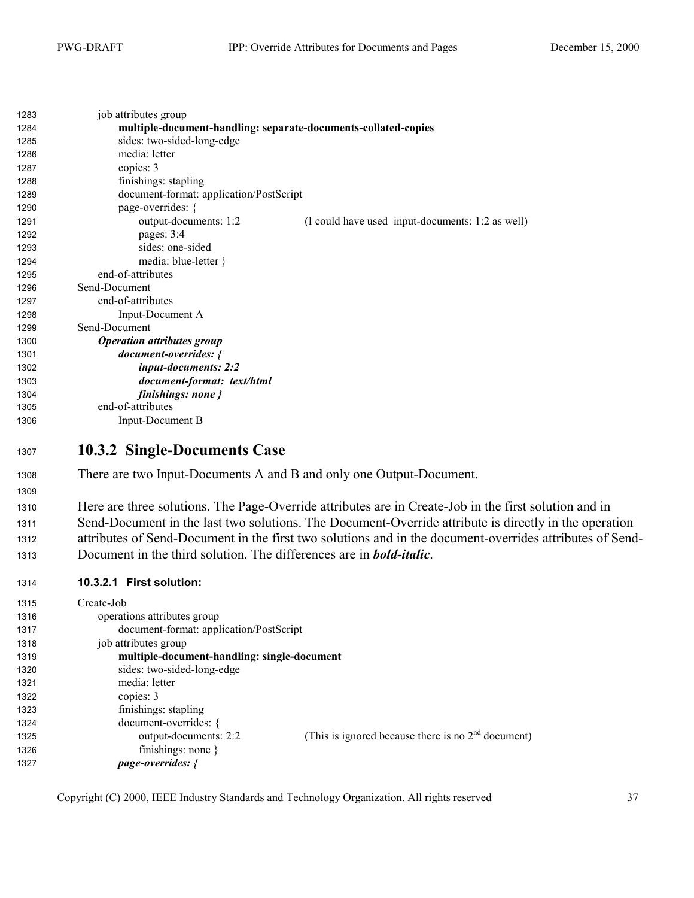```
job attributes group
    multiple-document-handling: separate-documents-collated-copies
    sides: two-sided-long-edge
    media: letter
    copies: 3
    finishings: stapling
    document-format: application/PostScript
    page-overrides: {
        output-documents: 1:2          (I could have used  input-documents: 1:2 as well)
        pages: 3:4
        sides: one-sided
        media: blue-letter }
end-of-attributes
Send-Document
    end-of-attributes
        Input-Document A
Send-Document
    Operation attributes group
        document-overrides: {
            input-documents: 2:2
            document-format:  text/html
            finishings: none }
    end-of-attributes
        Input-Document B
```

### 10.3.2 Single-Documents Case

There are two Input-Documents A and B and only one Output-Document.

Here are three solutions. The Page-Override attributes are in Create-Job in the first solution and in Send-Document in the last two solutions. The Document-Override attribute is directly in the operation attributes of Send-Document in the first two solutions and in the document-overrides attributes of Send-Document in the third solution. The differences are in ***bold-italic***.

#### 10.3.2.1 First solution:

```
Create-Job
    operations attributes group
        document-format: application/PostScript
    job attributes group
        multiple-document-handling: single-document
        sides: two-sided-long-edge
        media: letter
        copies: 3
        finishings: stapling
        document-overrides: {
            output-documents: 2:2          (This is ignored because there is no 2nd document)
            finishings: none }
        page-overrides: {
```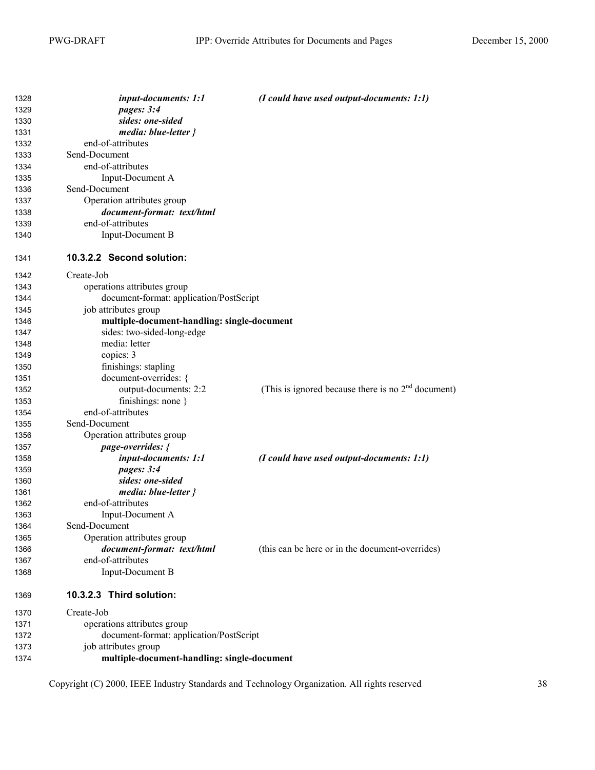```
        input-documents: 1:1          (I could have used output-documents: 1:1)
        pages: 3:4
        sides: one-sided
        media: blue-letter }
    end-of-attributes
Send-Document
    end-of-attributes
        Input-Document A
Send-Document
    Operation attributes group
        document-format:  text/html
    end-of-attributes
        Input-Document B
```

#### 10.3.2.2 Second solution:

```
Create-Job
    operations attributes group
        document-format: application/PostScript
    job attributes group
        multiple-document-handling: single-document
        sides: two-sided-long-edge
        media: letter
        copies: 3
        finishings: stapling
        document-overrides: {
            output-documents: 2:2     (This is ignored because there is no 2nd document)
            finishings: none }
    end-of-attributes
Send-Document
    Operation attributes group
        page-overrides: {
            input-documents: 1:1      (I could have used output-documents: 1:1)
            pages: 3:4
            sides: one-sided
            media: blue-letter }
    end-of-attributes
        Input-Document A
Send-Document
    Operation attributes group
        document-format:  text/html   (this can be here or in the document-overrides)
    end-of-attributes
        Input-Document B
```

#### 10.3.2.3 Third solution:

```
Create-Job
    operations attributes group
        document-format: application/PostScript
    job attributes group
        multiple-document-handling: single-document
```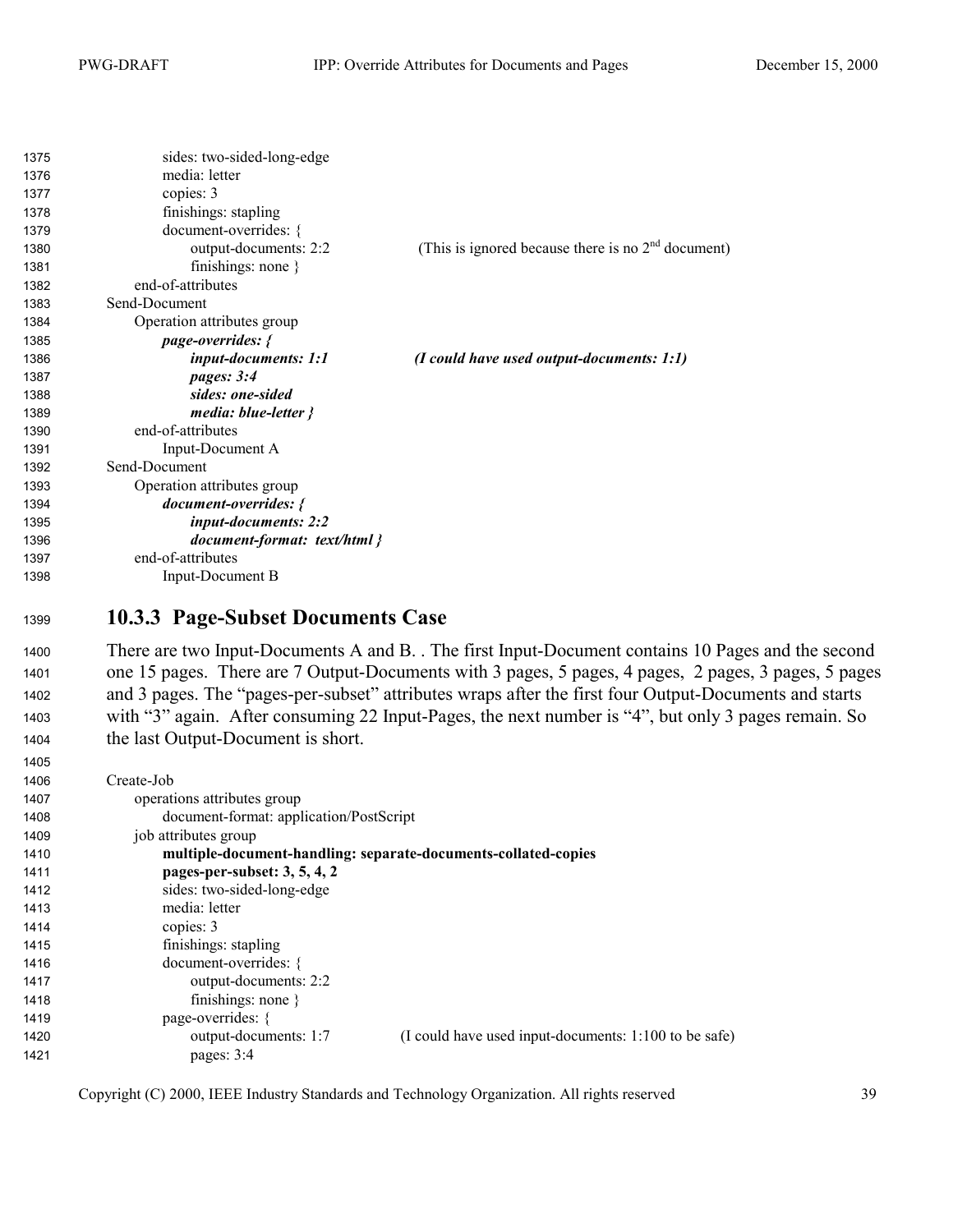```
      sides: two-sided-long-edge
      media: letter
      copies: 3
      finishings: stapling
      document-overrides: {
          output-documents: 2:2            (This is ignored because there is no 2nd document)
          finishings: none }
  end-of-attributes
Send-Document
  Operation attributes group
      page-overrides: {
          input-documents: 1:1             (I could have used output-documents: 1:1)
          pages: 3:4
          sides: one-sided
          media: blue-letter }
  end-of-attributes
      Input-Document A
Send-Document
  Operation attributes group
      document-overrides: {
          input-documents: 2:2
          document-format:  text/html }
  end-of-attributes
      Input-Document B
```

### 10.3.3 Page-Subset Documents Case

There are two Input-Documents A and B. . The first Input-Document contains 10 Pages and the second one 15 pages. There are 7 Output-Documents with 3 pages, 5 pages, 4 pages, 2 pages, 3 pages, 5 pages and 3 pages. The "pages-per-subset" attributes wraps after the first four Output-Documents and starts with "3" again. After consuming 22 Input-Pages, the next number is "4", but only 3 pages remain. So the last Output-Document is short.

```
Create-Job
  operations attributes group
      document-format: application/PostScript
  job attributes group
      multiple-document-handling: separate-documents-collated-copies
      pages-per-subset: 3, 5, 4, 2
      sides: two-sided-long-edge
      media: letter
      copies: 3
      finishings: stapling
      document-overrides: {
          output-documents: 2:2
          finishings: none }
      page-overrides: {
          output-documents: 1:7            (I could have used input-documents: 1:100 to be safe)
          pages: 3:4
```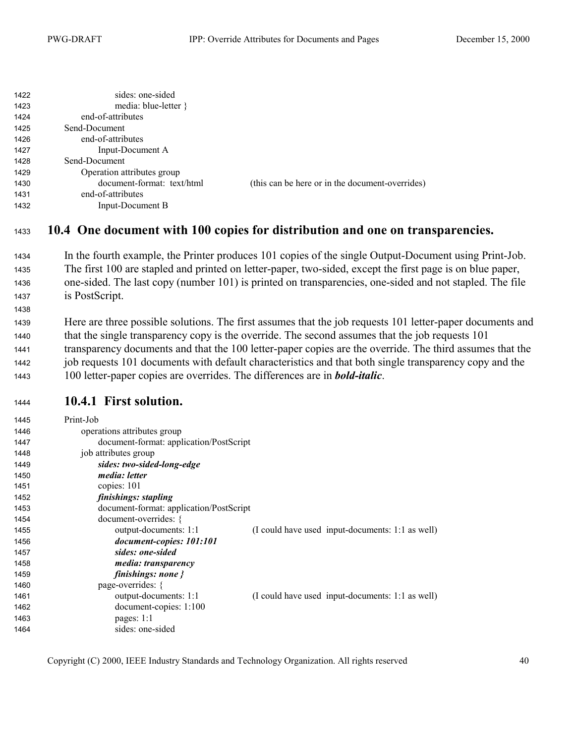```
                sides: one-sided
                media: blue-letter }
        end-of-attributes
    Send-Document
        end-of-attributes
            Input-Document A
    Send-Document
        Operation attributes group
            document-format:  text/html            (this can be here or in the document-overrides)
        end-of-attributes
            Input-Document B
```

## 10.4 One document with 100 copies for distribution and one on transparencies.

In the fourth example, the Printer produces 101 copies of the single Output-Document using Print-Job. The first 100 are stapled and printed on letter-paper, two-sided, except the first page is on blue paper, one-sided. The last copy (number 101) is printed on transparencies, one-sided and not stapled. The file is PostScript.

Here are three possible solutions. The first assumes that the job requests 101 letter-paper documents and that the single transparency copy is the override. The second assumes that the job requests 101 transparency documents and that the 100 letter-paper copies are the override. The third assumes that the job requests 101 documents with default characteristics and that both single transparency copy and the 100 letter-paper copies are overrides. The differences are in ***bold-italic***.

### 10.4.1 First solution.

```
    Print-Job
        operations attributes group
            document-format: application/PostScript
        job attributes group
            sides: two-sided-long-edge
            media: letter
            copies: 101
            finishings: stapling
            document-format: application/PostScript
            document-overrides: {
                output-documents: 1:1          (I could have used  input-documents: 1:1 as well)
                document-copies: 101:101
                sides: one-sided
                media: transparency
                finishings: none }
            page-overrides: {
                output-documents: 1:1          (I could have used  input-documents: 1:1 as well)
                document-copies: 1:100
                pages: 1:1
                sides: one-sided
```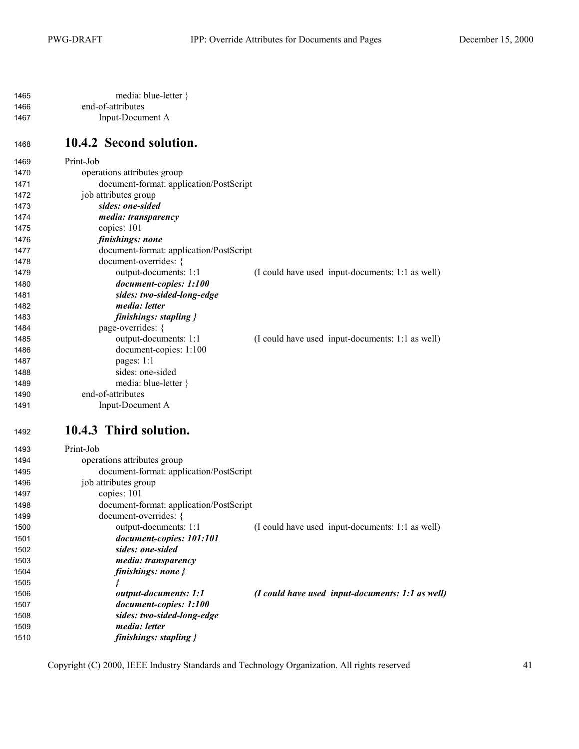```
        media: blue-letter }
    end-of-attributes
        Input-Document A
```

### 10.4.2 Second solution.

```
Print-Job
    operations attributes group
        document-format: application/PostScript
    job attributes group
        sides: one-sided
        media: transparency
        copies: 101
        finishings: none
        document-format: application/PostScript
        document-overrides: {
            output-documents: 1:1          (I could have used  input-documents: 1:1 as well)
            document-copies: 1:100
            sides: two-sided-long-edge
            media: letter
            finishings: stapling }
        page-overrides: {
            output-documents: 1:1          (I could have used  input-documents: 1:1 as well)
            document-copies: 1:100
            pages: 1:1
            sides: one-sided
            media: blue-letter }
    end-of-attributes
        Input-Document A
```

### 10.4.3 Third solution.

```
Print-Job
    operations attributes group
        document-format: application/PostScript
    job attributes group
        copies: 101
        document-format: application/PostScript
        document-overrides: {
            output-documents: 1:1          (I could have used  input-documents: 1:1 as well)
            document-copies: 101:101
            sides: one-sided
            media: transparency
            finishings: none }
            {
            output-documents: 1:1          (I could have used  input-documents: 1:1 as well)
            document-copies: 1:100
            sides: two-sided-long-edge
            media: letter
            finishings: stapling }
```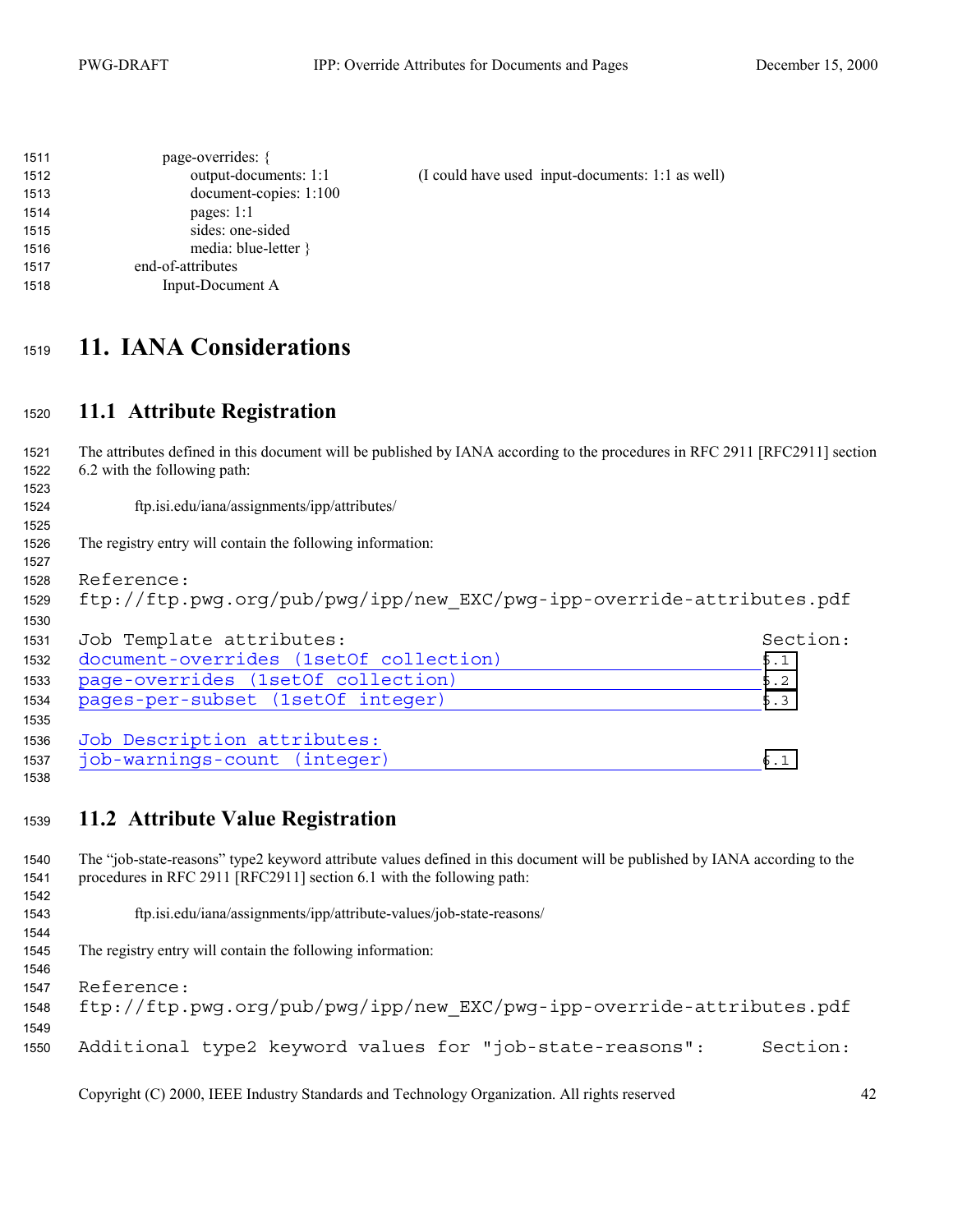```
        page-overrides: {
            output-documents: 1:1            (I could have used  input-documents: 1:1 as well)
            document-copies: 1:100
            pages: 1:1
            sides: one-sided
            media: blue-letter }
    end-of-attributes
        Input-Document A
```

# 11. IANA Considerations

## 11.1 Attribute Registration

The attributes defined in this document will be published by IANA according to the procedures in RFC 2911 [RFC2911] section 6.2 with the following path:

ftp.isi.edu/iana/assignments/ipp/attributes/

The registry entry will contain the following information:

```
Reference:
ftp://ftp.pwg.org/pub/pwg/ipp/new_EXC/pwg-ipp-override-attributes.pdf

Job Template attributes:                                    Section:
document-overrides (1setOf collection)                      5.1
page-overrides (1setOf collection)                          5.2
pages-per-subset (1setOf integer)                           5.3

Job Description attributes:
job-warnings-count (integer)                                6.1
```

## 11.2 Attribute Value Registration

The "job-state-reasons" type2 keyword attribute values defined in this document will be published by IANA according to the procedures in RFC 2911 [RFC2911] section 6.1 with the following path:

ftp.isi.edu/iana/assignments/ipp/attribute-values/job-state-reasons/

The registry entry will contain the following information:

```
Reference:
ftp://ftp.pwg.org/pub/pwg/ipp/new_EXC/pwg-ipp-override-attributes.pdf

Additional type2 keyword values for "job-state-reasons":     Section:
```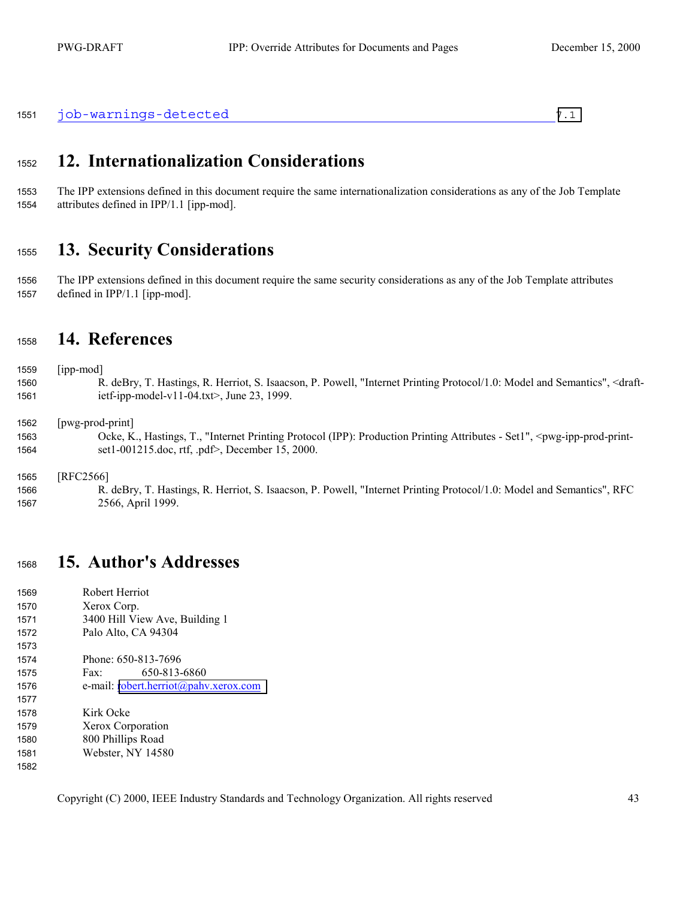job-warnings-detected 7.1

# 12. Internationalization Considerations

The IPP extensions defined in this document require the same internationalization considerations as any of the Job Template attributes defined in IPP/1.1 [ipp-mod].

# 13. Security Considerations

The IPP extensions defined in this document require the same security considerations as any of the Job Template attributes defined in IPP/1.1 [ipp-mod].

# 14. References

[ipp-mod]
R. deBry, T. Hastings, R. Herriot, S. Isaacson, P. Powell, "Internet Printing Protocol/1.0: Model and Semantics", <draft-ietf-ipp-model-v11-04.txt>, June 23, 1999.

[pwg-prod-print]
Ocke, K., Hastings, T., "Internet Printing Protocol (IPP): Production Printing Attributes - Set1", <pwg-ipp-prod-print-set1-001215.doc, rtf, .pdf>, December 15, 2000.

[RFC2566]
R. deBry, T. Hastings, R. Herriot, S. Isaacson, P. Powell, "Internet Printing Protocol/1.0: Model and Semantics", RFC 2566, April 1999.

# 15. Author's Addresses

Robert Herriot
Xerox Corp.
3400 Hill View Ave, Building 1
Palo Alto, CA 94304

Phone: 650-813-7696
Fax: 650-813-6860
e-mail: robert.herriot@pahv.xerox.com

Kirk Ocke
Xerox Corporation
800 Phillips Road
Webster, NY 14580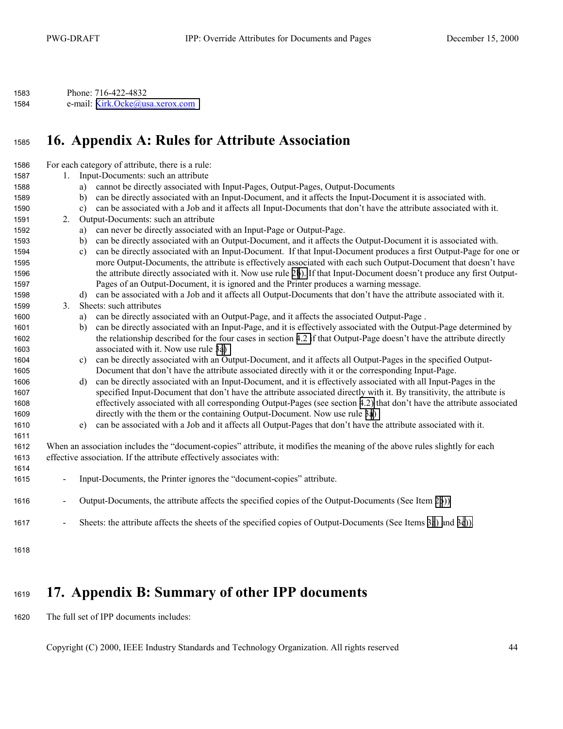Phone: 716-422-4832
e-mail: Kirk.Ocke@usa.xerox.com

# 16. Appendix A: Rules for Attribute Association

For each category of attribute, there is a rule:

1. Input-Documents: such an attribute
   a) cannot be directly associated with Input-Pages, Output-Pages, Output-Documents
   b) can be directly associated with an Input-Document, and it affects the Input-Document it is associated with.
   c) can be associated with a Job and it affects all Input-Documents that don't have the attribute associated with it.
2. Output-Documents: such an attribute
   a) can never be directly associated with an Input-Page or Output-Page.
   b) can be directly associated with an Output-Document, and it affects the Output-Document it is associated with.
   c) can be directly associated with an Input-Document. If that Input-Document produces a first Output-Page for one or more Output-Documents, the attribute is effectively associated with each such Output-Document that doesn't have the attribute directly associated with it. Now use rule 2b). If that Input-Document doesn't produce any first Output-Pages of an Output-Document, it is ignored and the Printer produces a warning message.
   d) can be associated with a Job and it affects all Output-Documents that don't have the attribute associated with it.
3. Sheets: such attributes
   a) can be directly associated with an Output-Page, and it affects the associated Output-Page .
   b) can be directly associated with an Input-Page, and it is effectively associated with the Output-Page determined by the relationship described for the four cases in section 4.2 if that Output-Page doesn't have the attribute directly associated with it. Now use rule 3a)
   c) can be directly associated with an Output-Document, and it affects all Output-Pages in the specified Output-Document that don't have the attribute associated directly with it or the corresponding Input-Page.
   d) can be directly associated with an Input-Document, and it is effectively associated with all Input-Pages in the specified Input-Document that don't have the attribute associated directly with it. By transitivity, the attribute is effectively associated with all corresponding Output-Pages (see section 4.2) that don't have the attribute associated directly with the them or the containing Output-Document. Now use rule 3a)
   e) can be associated with a Job and it affects all Output-Pages that don't have the attribute associated with it.

When an association includes the "document-copies" attribute, it modifies the meaning of the above rules slightly for each effective association. If the attribute effectively associates with:

- Input-Documents, the Printer ignores the "document-copies" attribute.
- Output-Documents, the attribute affects the specified copies of the Output-Documents (See Item 2b))
- Sheets: the attribute affects the sheets of the specified copies of Output-Documents (See Items 3a) and 3c)).

# 17. Appendix B: Summary of other IPP documents

The full set of IPP documents includes: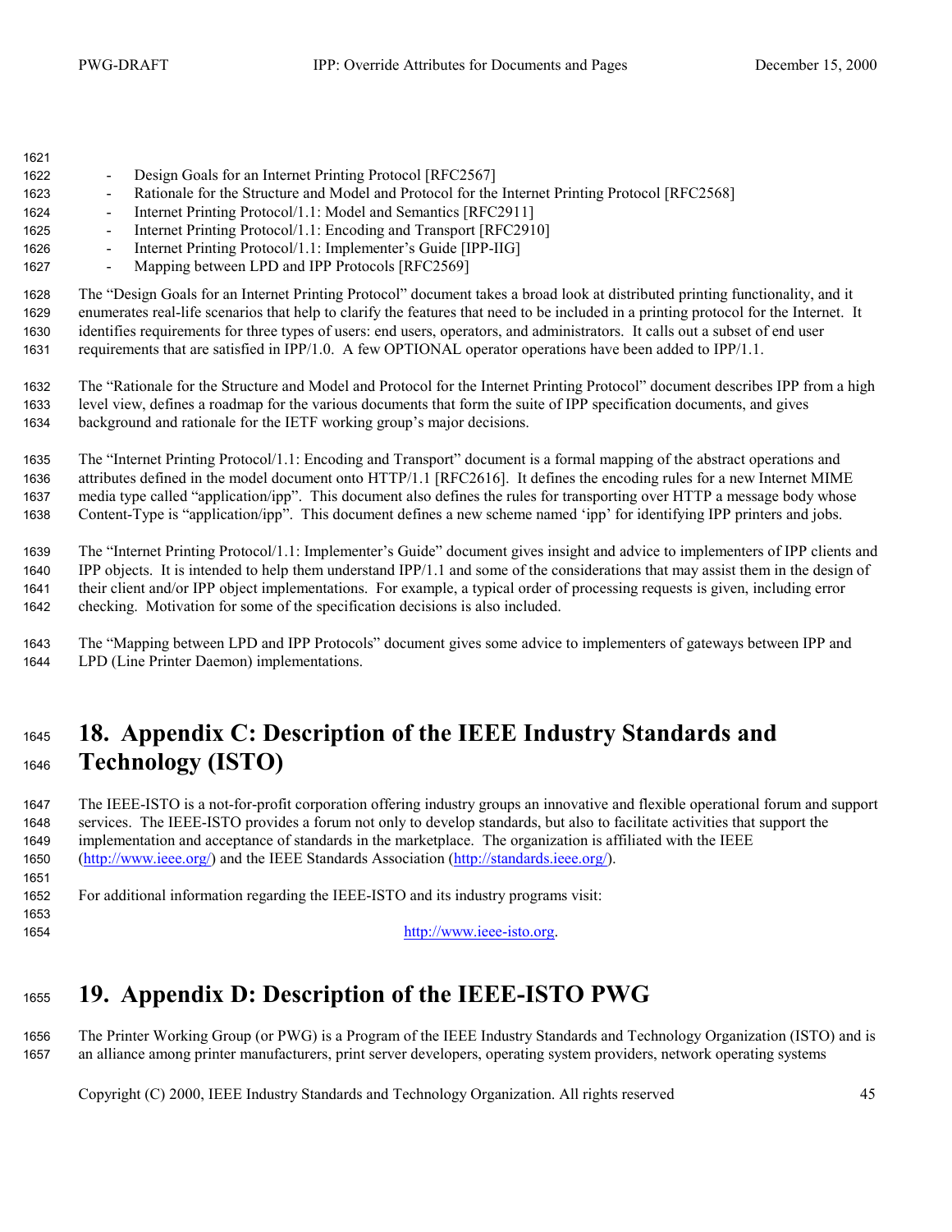- Design Goals for an Internet Printing Protocol [RFC2567]
- Rationale for the Structure and Model and Protocol for the Internet Printing Protocol [RFC2568]
- Internet Printing Protocol/1.1: Model and Semantics [RFC2911]
- Internet Printing Protocol/1.1: Encoding and Transport [RFC2910]
- Internet Printing Protocol/1.1: Implementer's Guide [IPP-IIG]
- Mapping between LPD and IPP Protocols [RFC2569]

The "Design Goals for an Internet Printing Protocol" document takes a broad look at distributed printing functionality, and it enumerates real-life scenarios that help to clarify the features that need to be included in a printing protocol for the Internet. It identifies requirements for three types of users: end users, operators, and administrators. It calls out a subset of end user requirements that are satisfied in IPP/1.0. A few OPTIONAL operator operations have been added to IPP/1.1.

The "Rationale for the Structure and Model and Protocol for the Internet Printing Protocol" document describes IPP from a high level view, defines a roadmap for the various documents that form the suite of IPP specification documents, and gives background and rationale for the IETF working group's major decisions.

The "Internet Printing Protocol/1.1: Encoding and Transport" document is a formal mapping of the abstract operations and attributes defined in the model document onto HTTP/1.1 [RFC2616]. It defines the encoding rules for a new Internet MIME media type called "application/ipp". This document also defines the rules for transporting over HTTP a message body whose Content-Type is "application/ipp". This document defines a new scheme named 'ipp' for identifying IPP printers and jobs.

The "Internet Printing Protocol/1.1: Implementer's Guide" document gives insight and advice to implementers of IPP clients and IPP objects. It is intended to help them understand IPP/1.1 and some of the considerations that may assist them in the design of their client and/or IPP object implementations. For example, a typical order of processing requests is given, including error checking. Motivation for some of the specification decisions is also included.

The "Mapping between LPD and IPP Protocols" document gives some advice to implementers of gateways between IPP and LPD (Line Printer Daemon) implementations.

# 18. Appendix C: Description of the IEEE Industry Standards and Technology (ISTO)

The IEEE-ISTO is a not-for-profit corporation offering industry groups an innovative and flexible operational forum and support services. The IEEE-ISTO provides a forum not only to develop standards, but also to facilitate activities that support the implementation and acceptance of standards in the marketplace. The organization is affiliated with the IEEE (http://www.ieee.org/) and the IEEE Standards Association (http://standards.ieee.org/).

For additional information regarding the IEEE-ISTO and its industry programs visit:

http://www.ieee-isto.org.

# 19. Appendix D: Description of the IEEE-ISTO PWG

The Printer Working Group (or PWG) is a Program of the IEEE Industry Standards and Technology Organization (ISTO) and is an alliance among printer manufacturers, print server developers, operating system providers, network operating systems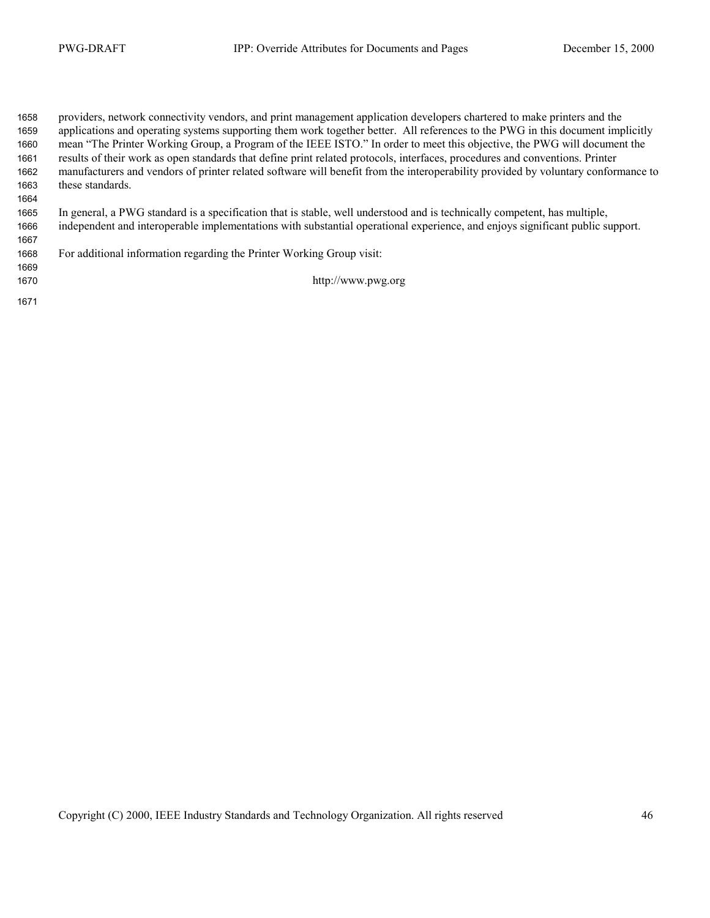providers, network connectivity vendors, and print management application developers chartered to make printers and the applications and operating systems supporting them work together better. All references to the PWG in this document implicitly mean "The Printer Working Group, a Program of the IEEE ISTO." In order to meet this objective, the PWG will document the results of their work as open standards that define print related protocols, interfaces, procedures and conventions. Printer manufacturers and vendors of printer related software will benefit from the interoperability provided by voluntary conformance to these standards.

In general, a PWG standard is a specification that is stable, well understood and is technically competent, has multiple, independent and interoperable implementations with substantial operational experience, and enjoys significant public support.

For additional information regarding the Printer Working Group visit:

http://www.pwg.org